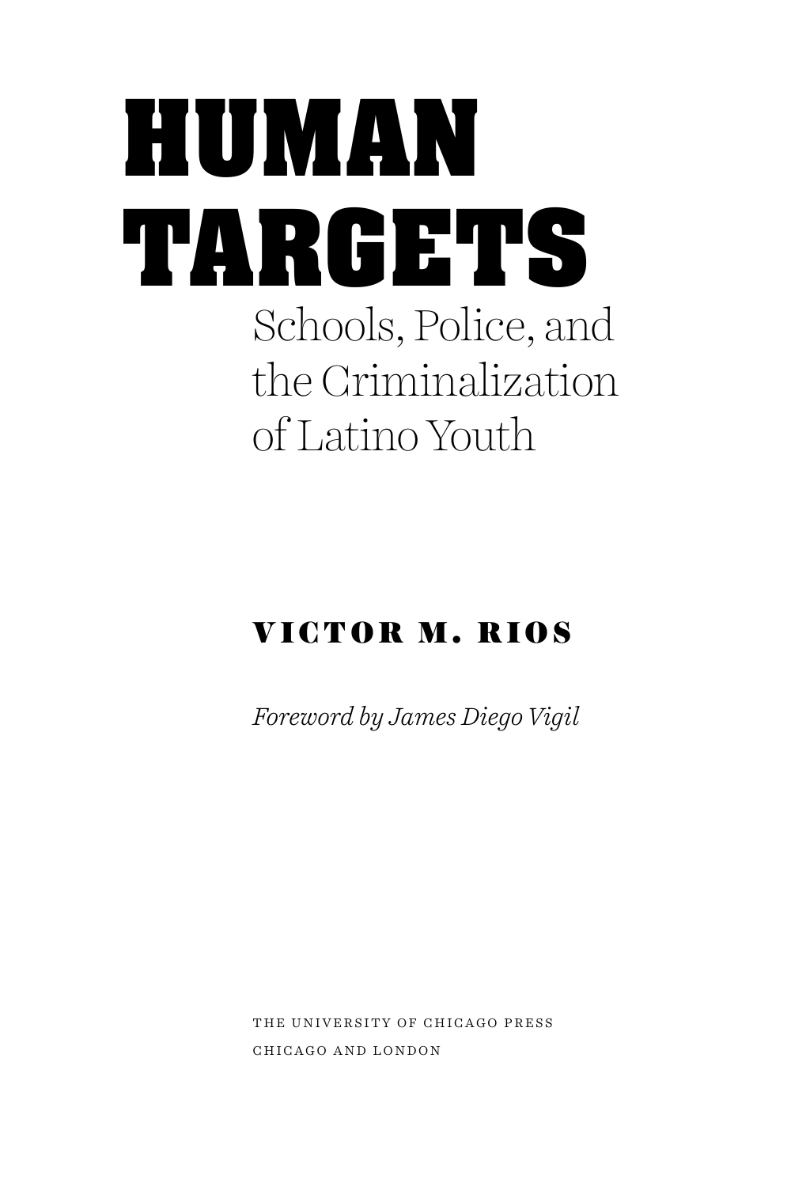# HUMAN TARGETS

## Schools, Police, and the Criminalization of Latino Youth

**VICTOR M. RIOS**

*Foreword by James Diego Vigil*

THE UNIVERSITY OF CHICAGO PRESS
CHICAGO AND LONDON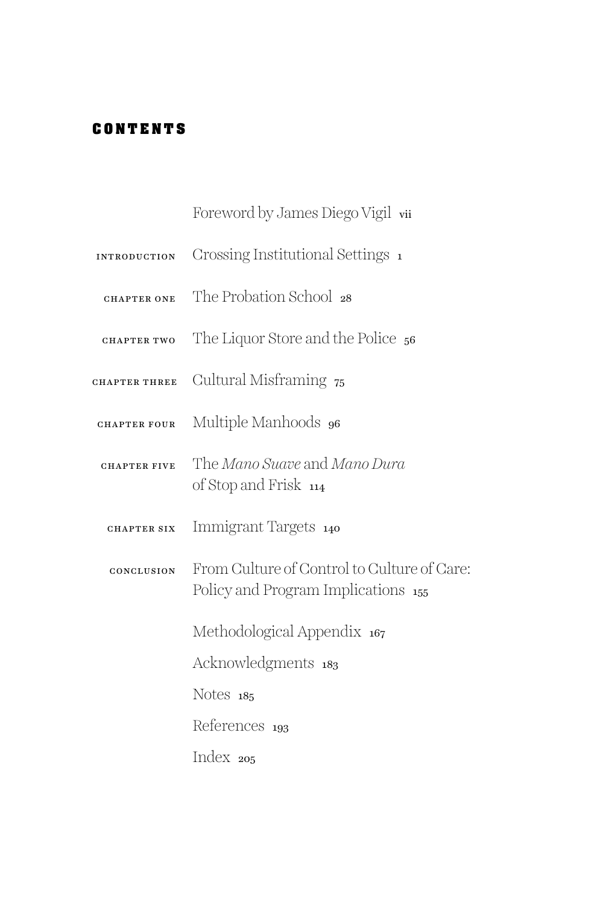# CONTENTS

Foreword by James Diego Vigil vii

INTRODUCTION Crossing Institutional Settings 1

CHAPTER ONE The Probation School 28

CHAPTER TWO The Liquor Store and the Police 56

CHAPTER THREE Cultural Misframing 75

CHAPTER FOUR Multiple Manhoods 96

CHAPTER FIVE The *Mano Suave* and *Mano Dura* of Stop and Frisk 114

CHAPTER SIX Immigrant Targets 140

CONCLUSION From Culture of Control to Culture of Care: Policy and Program Implications 155

Methodological Appendix 167

Acknowledgments 183

Notes 185

References 193

Index 205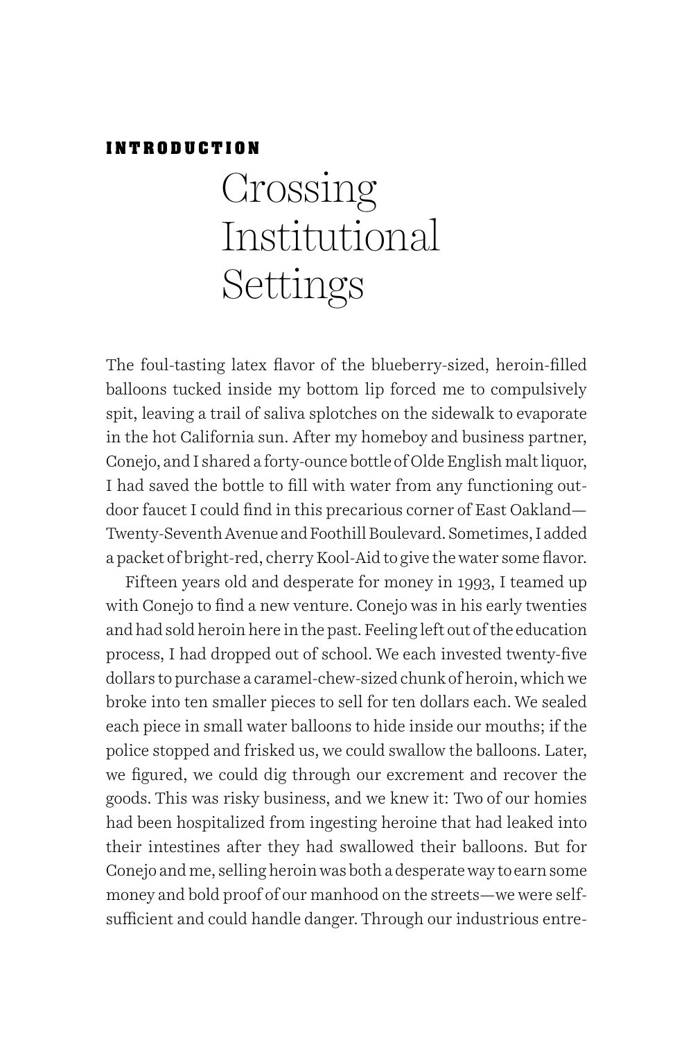# INTRODUCTION

# Crossing Institutional Settings

The foul-tasting latex flavor of the blueberry-sized, heroin-filled balloons tucked inside my bottom lip forced me to compulsively spit, leaving a trail of saliva splotches on the sidewalk to evaporate in the hot California sun. After my homeboy and business partner, Conejo, and I shared a forty-ounce bottle of Olde English malt liquor, I had saved the bottle to fill with water from any functioning outdoor faucet I could find in this precarious corner of East Oakland—Twenty-Seventh Avenue and Foothill Boulevard. Sometimes, I added a packet of bright-red, cherry Kool-Aid to give the water some flavor.

Fifteen years old and desperate for money in 1993, I teamed up with Conejo to find a new venture. Conejo was in his early twenties and had sold heroin here in the past. Feeling left out of the education process, I had dropped out of school. We each invested twenty-five dollars to purchase a caramel-chew-sized chunk of heroin, which we broke into ten smaller pieces to sell for ten dollars each. We sealed each piece in small water balloons to hide inside our mouths; if the police stopped and frisked us, we could swallow the balloons. Later, we figured, we could dig through our excrement and recover the goods. This was risky business, and we knew it: Two of our homies had been hospitalized from ingesting heroine that had leaked into their intestines after they had swallowed their balloons. But for Conejo and me, selling heroin was both a desperate way to earn some money and bold proof of our manhood on the streets—we were self-sufficient and could handle danger. Through our industrious entre-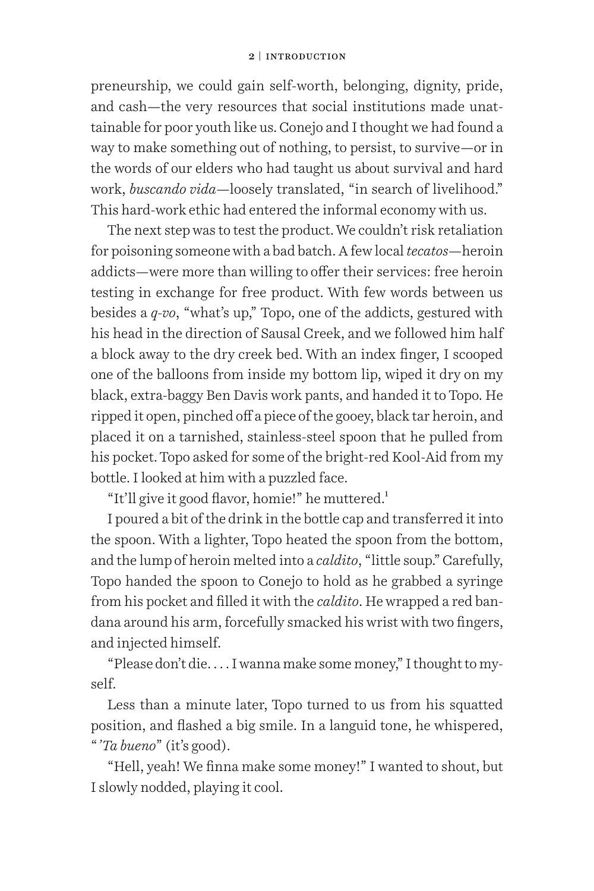preneurship, we could gain self-worth, belonging, dignity, pride, and cash—the very resources that social institutions made unattainable for poor youth like us. Conejo and I thought we had found a way to make something out of nothing, to persist, to survive—or in the words of our elders who had taught us about survival and hard work, *buscando vida*—loosely translated, "in search of livelihood." This hard-work ethic had entered the informal economy with us.

The next step was to test the product. We couldn't risk retaliation for poisoning someone with a bad batch. A few local *tecatos*—heroin addicts—were more than willing to offer their services: free heroin testing in exchange for free product. With few words between us besides a *q-vo*, "what's up," Topo, one of the addicts, gestured with his head in the direction of Sausal Creek, and we followed him half a block away to the dry creek bed. With an index finger, I scooped one of the balloons from inside my bottom lip, wiped it dry on my black, extra-baggy Ben Davis work pants, and handed it to Topo. He ripped it open, pinched off a piece of the gooey, black tar heroin, and placed it on a tarnished, stainless-steel spoon that he pulled from his pocket. Topo asked for some of the bright-red Kool-Aid from my bottle. I looked at him with a puzzled face.

"It'll give it good flavor, homie!" he muttered.[1]

I poured a bit of the drink in the bottle cap and transferred it into the spoon. With a lighter, Topo heated the spoon from the bottom, and the lump of heroin melted into a *caldito*, "little soup." Carefully, Topo handed the spoon to Conejo to hold as he grabbed a syringe from his pocket and filled it with the *caldito*. He wrapped a red bandana around his arm, forcefully smacked his wrist with two fingers, and injected himself.

"Please don't die. . . . I wanna make some money," I thought to myself.

Less than a minute later, Topo turned to us from his squatted position, and flashed a big smile. In a languid tone, he whispered, "*'Ta bueno*" (it's good).

"Hell, yeah! We finna make some money!" I wanted to shout, but I slowly nodded, playing it cool.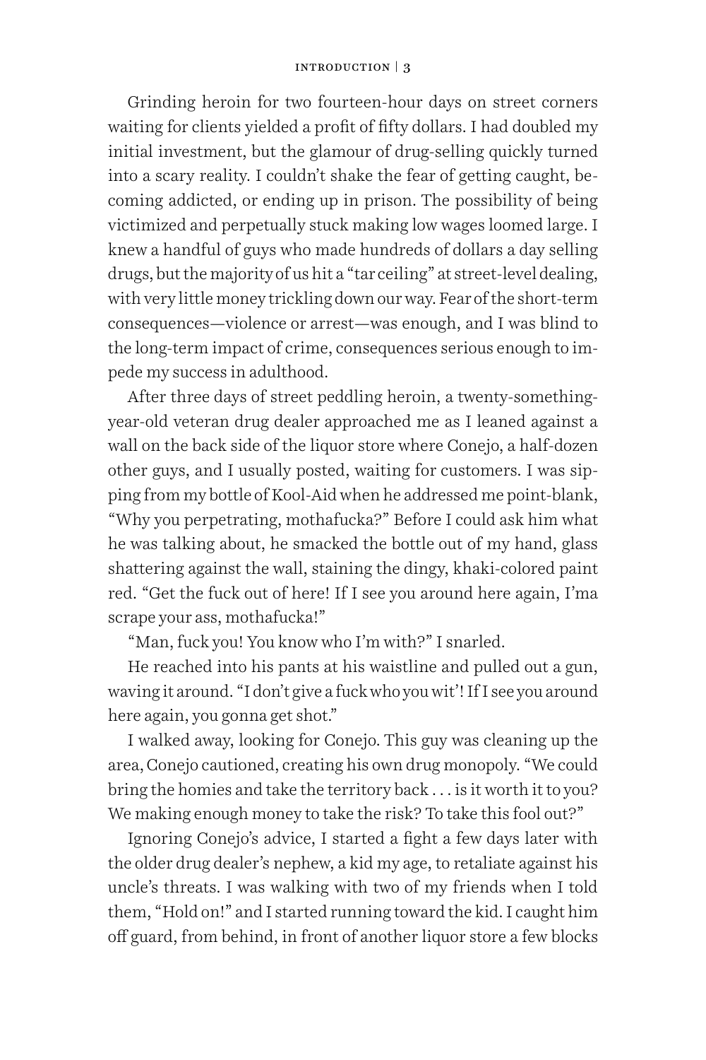Grinding heroin for two fourteen-hour days on street corners waiting for clients yielded a profit of fifty dollars. I had doubled my initial investment, but the glamour of drug-selling quickly turned into a scary reality. I couldn't shake the fear of getting caught, becoming addicted, or ending up in prison. The possibility of being victimized and perpetually stuck making low wages loomed large. I knew a handful of guys who made hundreds of dollars a day selling drugs, but the majority of us hit a "tar ceiling" at street-level dealing, with very little money trickling down our way. Fear of the short-term consequences—violence or arrest—was enough, and I was blind to the long-term impact of crime, consequences serious enough to impede my success in adulthood.

After three days of street peddling heroin, a twenty-something-year-old veteran drug dealer approached me as I leaned against a wall on the back side of the liquor store where Conejo, a half-dozen other guys, and I usually posted, waiting for customers. I was sipping from my bottle of Kool-Aid when he addressed me point-blank, "Why you perpetrating, mothafucka?" Before I could ask him what he was talking about, he smacked the bottle out of my hand, glass shattering against the wall, staining the dingy, khaki-colored paint red. "Get the fuck out of here! If I see you around here again, I'ma scrape your ass, mothafucka!"

"Man, fuck you! You know who I'm with?" I snarled.

He reached into his pants at his waistline and pulled out a gun, waving it around. "I don't give a fuck who you wit'! If I see you around here again, you gonna get shot."

I walked away, looking for Conejo. This guy was cleaning up the area, Conejo cautioned, creating his own drug monopoly. "We could bring the homies and take the territory back . . . is it worth it to you? We making enough money to take the risk? To take this fool out?"

Ignoring Conejo's advice, I started a fight a few days later with the older drug dealer's nephew, a kid my age, to retaliate against his uncle's threats. I was walking with two of my friends when I told them, "Hold on!" and I started running toward the kid. I caught him off guard, from behind, in front of another liquor store a few blocks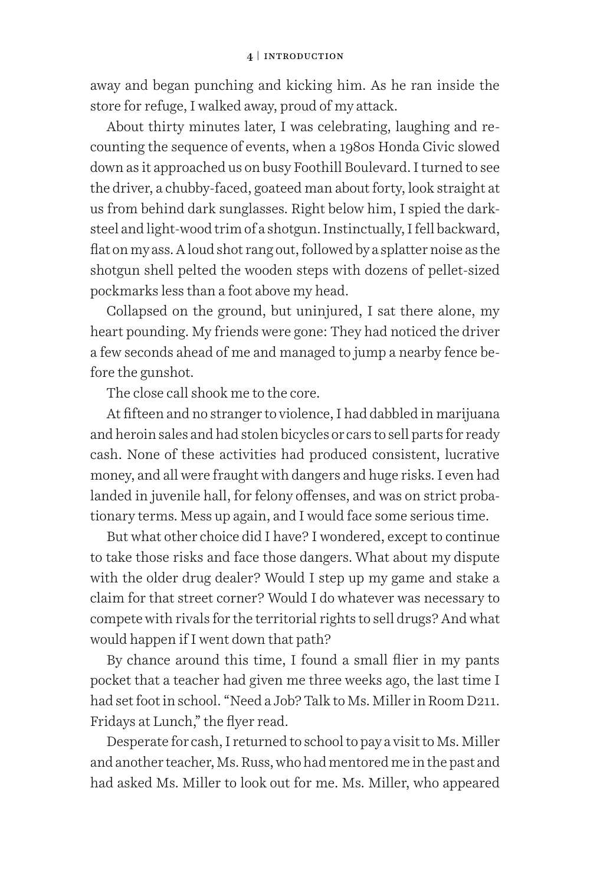away and began punching and kicking him. As he ran inside the store for refuge, I walked away, proud of my attack.

About thirty minutes later, I was celebrating, laughing and recounting the sequence of events, when a 1980s Honda Civic slowed down as it approached us on busy Foothill Boulevard. I turned to see the driver, a chubby-faced, goateed man about forty, look straight at us from behind dark sunglasses. Right below him, I spied the dark-steel and light-wood trim of a shotgun. Instinctually, I fell backward, flat on my ass. A loud shot rang out, followed by a splatter noise as the shotgun shell pelted the wooden steps with dozens of pellet-sized pockmarks less than a foot above my head.

Collapsed on the ground, but uninjured, I sat there alone, my heart pounding. My friends were gone: They had noticed the driver a few seconds ahead of me and managed to jump a nearby fence before the gunshot.

The close call shook me to the core.

At fifteen and no stranger to violence, I had dabbled in marijuana and heroin sales and had stolen bicycles or cars to sell parts for ready cash. None of these activities had produced consistent, lucrative money, and all were fraught with dangers and huge risks. I even had landed in juvenile hall, for felony offenses, and was on strict probationary terms. Mess up again, and I would face some serious time.

But what other choice did I have? I wondered, except to continue to take those risks and face those dangers. What about my dispute with the older drug dealer? Would I step up my game and stake a claim for that street corner? Would I do whatever was necessary to compete with rivals for the territorial rights to sell drugs? And what would happen if I went down that path?

By chance around this time, I found a small flier in my pants pocket that a teacher had given me three weeks ago, the last time I had set foot in school. "Need a Job? Talk to Ms. Miller in Room D211. Fridays at Lunch," the flyer read.

Desperate for cash, I returned to school to pay a visit to Ms. Miller and another teacher, Ms. Russ, who had mentored me in the past and had asked Ms. Miller to look out for me. Ms. Miller, who appeared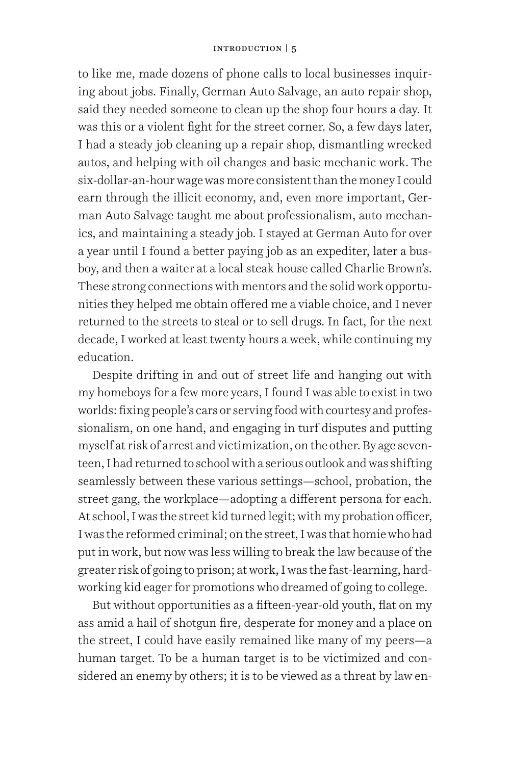to like me, made dozens of phone calls to local businesses inquiring about jobs. Finally, German Auto Salvage, an auto repair shop, said they needed someone to clean up the shop four hours a day. It was this or a violent fight for the street corner. So, a few days later, I had a steady job cleaning up a repair shop, dismantling wrecked autos, and helping with oil changes and basic mechanic work. The six-dollar-an-hour wage was more consistent than the money I could earn through the illicit economy, and, even more important, German Auto Salvage taught me about professionalism, auto mechanics, and maintaining a steady job. I stayed at German Auto for over a year until I found a better paying job as an expediter, later a busboy, and then a waiter at a local steak house called Charlie Brown's. These strong connections with mentors and the solid work opportunities they helped me obtain offered me a viable choice, and I never returned to the streets to steal or to sell drugs. In fact, for the next decade, I worked at least twenty hours a week, while continuing my education.

Despite drifting in and out of street life and hanging out with my homeboys for a few more years, I found I was able to exist in two worlds: fixing people's cars or serving food with courtesy and professionalism, on one hand, and engaging in turf disputes and putting myself at risk of arrest and victimization, on the other. By age seventeen, I had returned to school with a serious outlook and was shifting seamlessly between these various settings—school, probation, the street gang, the workplace—adopting a different persona for each. At school, I was the street kid turned legit; with my probation officer, I was the reformed criminal; on the street, I was that homie who had put in work, but now was less willing to break the law because of the greater risk of going to prison; at work, I was the fast-learning, hard-working kid eager for promotions who dreamed of going to college.

But without opportunities as a fifteen-year-old youth, flat on my ass amid a hail of shotgun fire, desperate for money and a place on the street, I could have easily remained like many of my peers—a human target. To be a human target is to be victimized and considered an enemy by others; it is to be viewed as a threat by law en-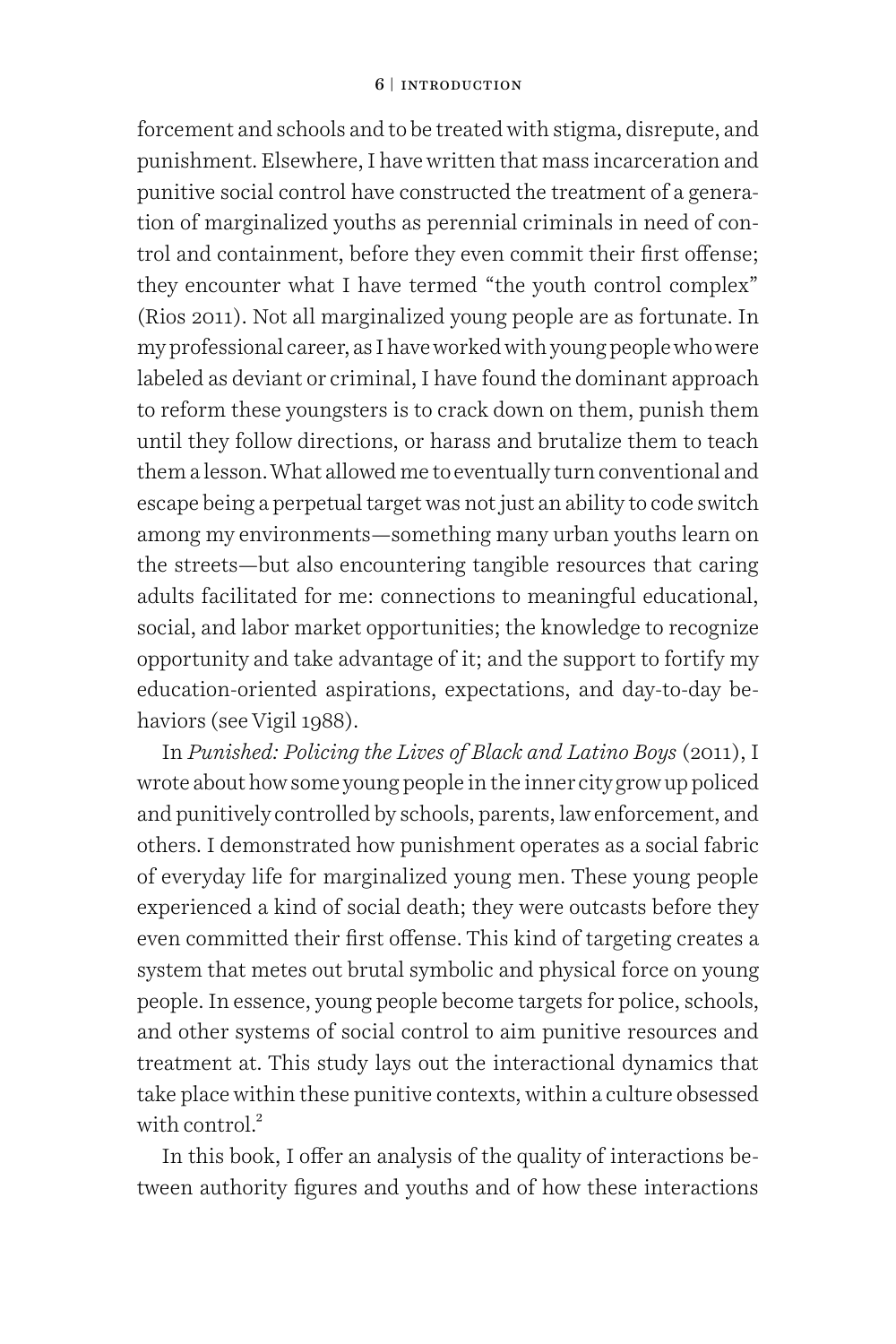forcement and schools and to be treated with stigma, disrepute, and punishment. Elsewhere, I have written that mass incarceration and punitive social control have constructed the treatment of a generation of marginalized youths as perennial criminals in need of control and containment, before they even commit their first offense; they encounter what I have termed "the youth control complex" (Rios 2011). Not all marginalized young people are as fortunate. In my professional career, as I have worked with young people who were labeled as deviant or criminal, I have found the dominant approach to reform these youngsters is to crack down on them, punish them until they follow directions, or harass and brutalize them to teach them a lesson. What allowed me to eventually turn conventional and escape being a perpetual target was not just an ability to code switch among my environments—something many urban youths learn on the streets—but also encountering tangible resources that caring adults facilitated for me: connections to meaningful educational, social, and labor market opportunities; the knowledge to recognize opportunity and take advantage of it; and the support to fortify my education-oriented aspirations, expectations, and day-to-day behaviors (see Vigil 1988).

In *Punished: Policing the Lives of Black and Latino Boys* (2011), I wrote about how some young people in the inner city grow up policed and punitively controlled by schools, parents, law enforcement, and others. I demonstrated how punishment operates as a social fabric of everyday life for marginalized young men. These young people experienced a kind of social death; they were outcasts before they even committed their first offense. This kind of targeting creates a system that metes out brutal symbolic and physical force on young people. In essence, young people become targets for police, schools, and other systems of social control to aim punitive resources and treatment at. This study lays out the interactional dynamics that take place within these punitive contexts, within a culture obsessed with control.[2]

In this book, I offer an analysis of the quality of interactions between authority figures and youths and of how these interactions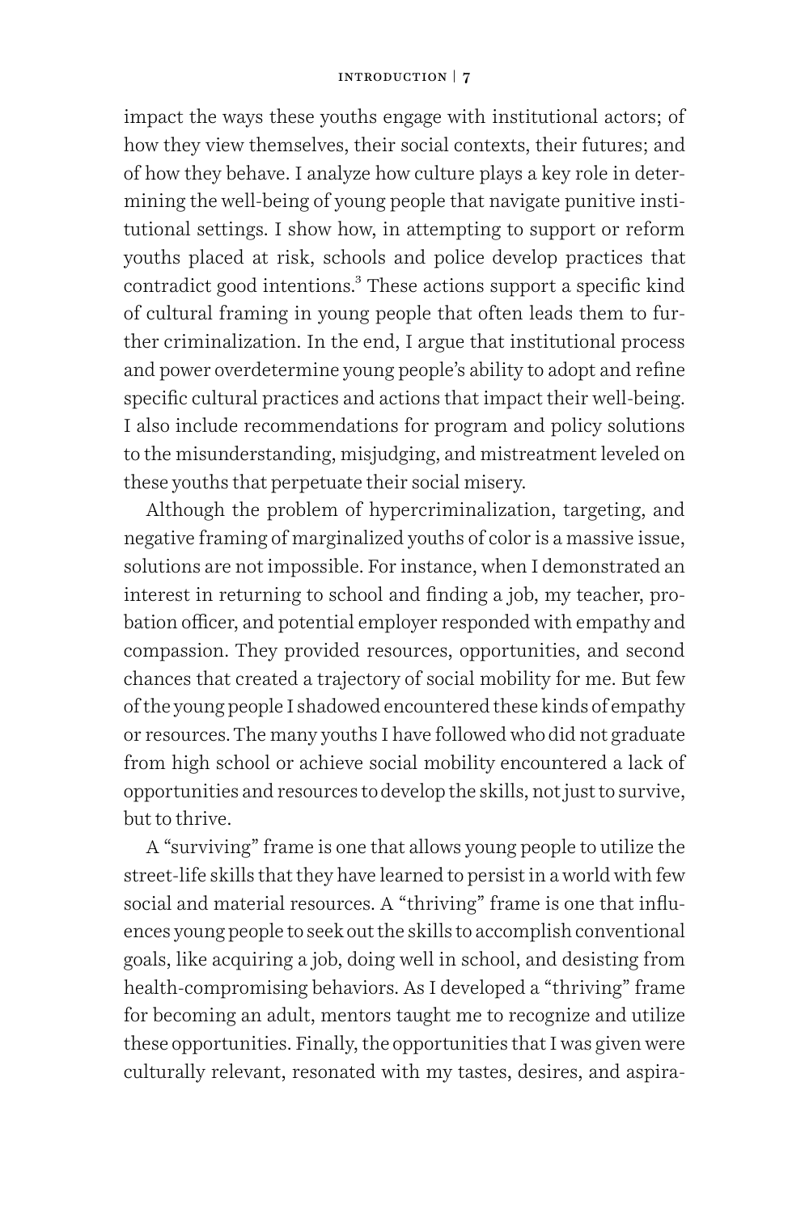impact the ways these youths engage with institutional actors; of how they view themselves, their social contexts, their futures; and of how they behave. I analyze how culture plays a key role in determining the well-being of young people that navigate punitive institutional settings. I show how, in attempting to support or reform youths placed at risk, schools and police develop practices that contradict good intentions.[3] These actions support a specific kind of cultural framing in young people that often leads them to further criminalization. In the end, I argue that institutional process and power overdetermine young people's ability to adopt and refine specific cultural practices and actions that impact their well-being. I also include recommendations for program and policy solutions to the misunderstanding, misjudging, and mistreatment leveled on these youths that perpetuate their social misery.

Although the problem of hypercriminalization, targeting, and negative framing of marginalized youths of color is a massive issue, solutions are not impossible. For instance, when I demonstrated an interest in returning to school and finding a job, my teacher, probation officer, and potential employer responded with empathy and compassion. They provided resources, opportunities, and second chances that created a trajectory of social mobility for me. But few of the young people I shadowed encountered these kinds of empathy or resources. The many youths I have followed who did not graduate from high school or achieve social mobility encountered a lack of opportunities and resources to develop the skills, not just to survive, but to thrive.

A "surviving" frame is one that allows young people to utilize the street-life skills that they have learned to persist in a world with few social and material resources. A "thriving" frame is one that influences young people to seek out the skills to accomplish conventional goals, like acquiring a job, doing well in school, and desisting from health-compromising behaviors. As I developed a "thriving" frame for becoming an adult, mentors taught me to recognize and utilize these opportunities. Finally, the opportunities that I was given were culturally relevant, resonated with my tastes, desires, and aspira-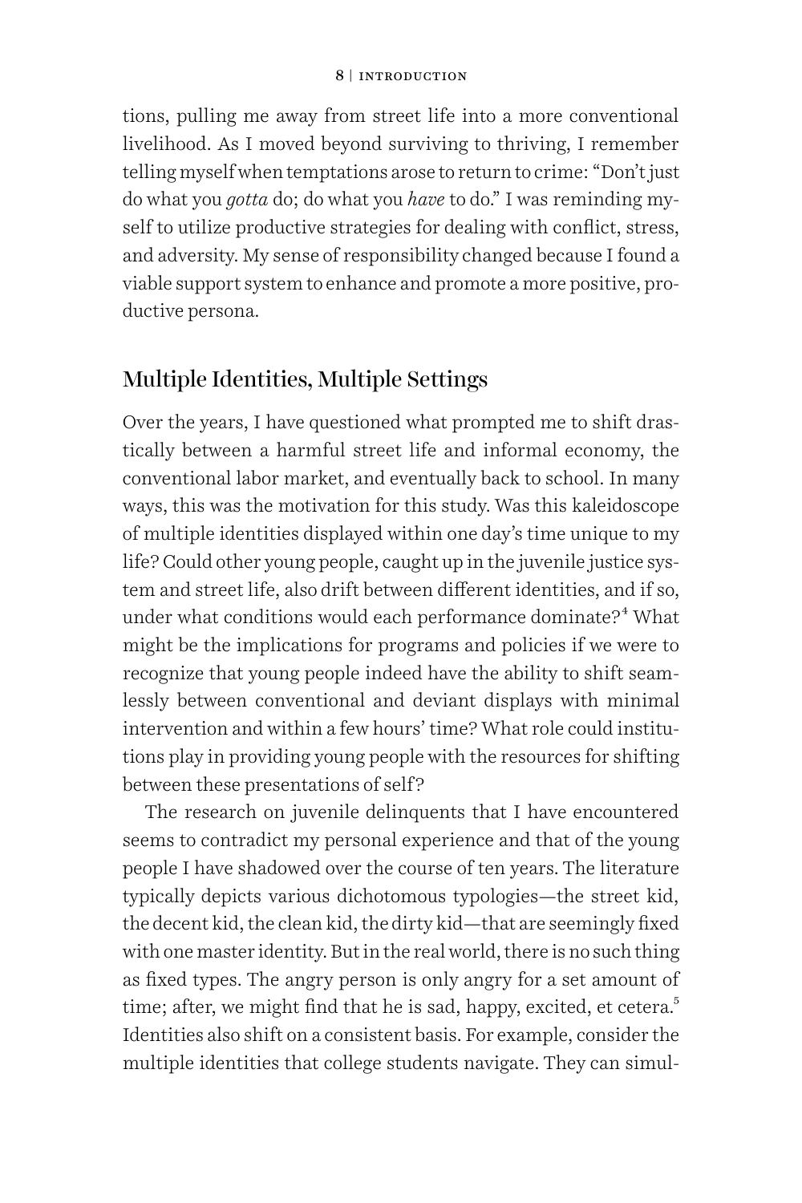tions, pulling me away from street life into a more conventional livelihood. As I moved beyond surviving to thriving, I remember telling myself when temptations arose to return to crime: "Don't just do what you *gotta* do; do what you *have* to do." I was reminding myself to utilize productive strategies for dealing with conflict, stress, and adversity. My sense of responsibility changed because I found a viable support system to enhance and promote a more positive, productive persona.

## Multiple Identities, Multiple Settings

Over the years, I have questioned what prompted me to shift drastically between a harmful street life and informal economy, the conventional labor market, and eventually back to school. In many ways, this was the motivation for this study. Was this kaleidoscope of multiple identities displayed within one day's time unique to my life? Could other young people, caught up in the juvenile justice system and street life, also drift between different identities, and if so, under what conditions would each performance dominate?[4] What might be the implications for programs and policies if we were to recognize that young people indeed have the ability to shift seamlessly between conventional and deviant displays with minimal intervention and within a few hours' time? What role could institutions play in providing young people with the resources for shifting between these presentations of self?

The research on juvenile delinquents that I have encountered seems to contradict my personal experience and that of the young people I have shadowed over the course of ten years. The literature typically depicts various dichotomous typologies—the street kid, the decent kid, the clean kid, the dirty kid—that are seemingly fixed with one master identity. But in the real world, there is no such thing as fixed types. The angry person is only angry for a set amount of time; after, we might find that he is sad, happy, excited, et cetera.[5] Identities also shift on a consistent basis. For example, consider the multiple identities that college students navigate. They can simul-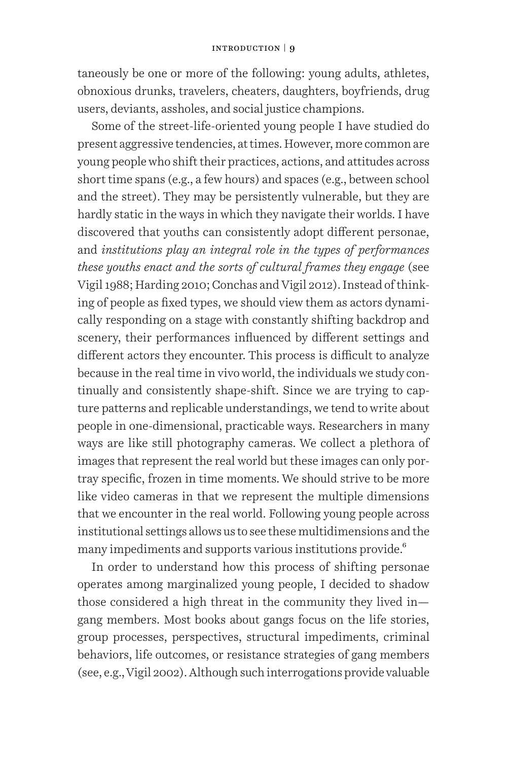taneously be one or more of the following: young adults, athletes, obnoxious drunks, travelers, cheaters, daughters, boyfriends, drug users, deviants, assholes, and social justice champions.

Some of the street-life-oriented young people I have studied do present aggressive tendencies, at times. However, more common are young people who shift their practices, actions, and attitudes across short time spans (e.g., a few hours) and spaces (e.g., between school and the street). They may be persistently vulnerable, but they are hardly static in the ways in which they navigate their worlds. I have discovered that youths can consistently adopt different personae, and *institutions play an integral role in the types of performances these youths enact and the sorts of cultural frames they engage* (see Vigil 1988; Harding 2010; Conchas and Vigil 2012). Instead of thinking of people as fixed types, we should view them as actors dynamically responding on a stage with constantly shifting backdrop and scenery, their performances influenced by different settings and different actors they encounter. This process is difficult to analyze because in the real time in vivo world, the individuals we study continually and consistently shape-shift. Since we are trying to capture patterns and replicable understandings, we tend to write about people in one-dimensional, practicable ways. Researchers in many ways are like still photography cameras. We collect a plethora of images that represent the real world but these images can only portray specific, frozen in time moments. We should strive to be more like video cameras in that we represent the multiple dimensions that we encounter in the real world. Following young people across institutional settings allows us to see these multidimensions and the many impediments and supports various institutions provide.[6]

In order to understand how this process of shifting personae operates among marginalized young people, I decided to shadow those considered a high threat in the community they lived in—gang members. Most books about gangs focus on the life stories, group processes, perspectives, structural impediments, criminal behaviors, life outcomes, or resistance strategies of gang members (see, e.g., Vigil 2002). Although such interrogations provide valuable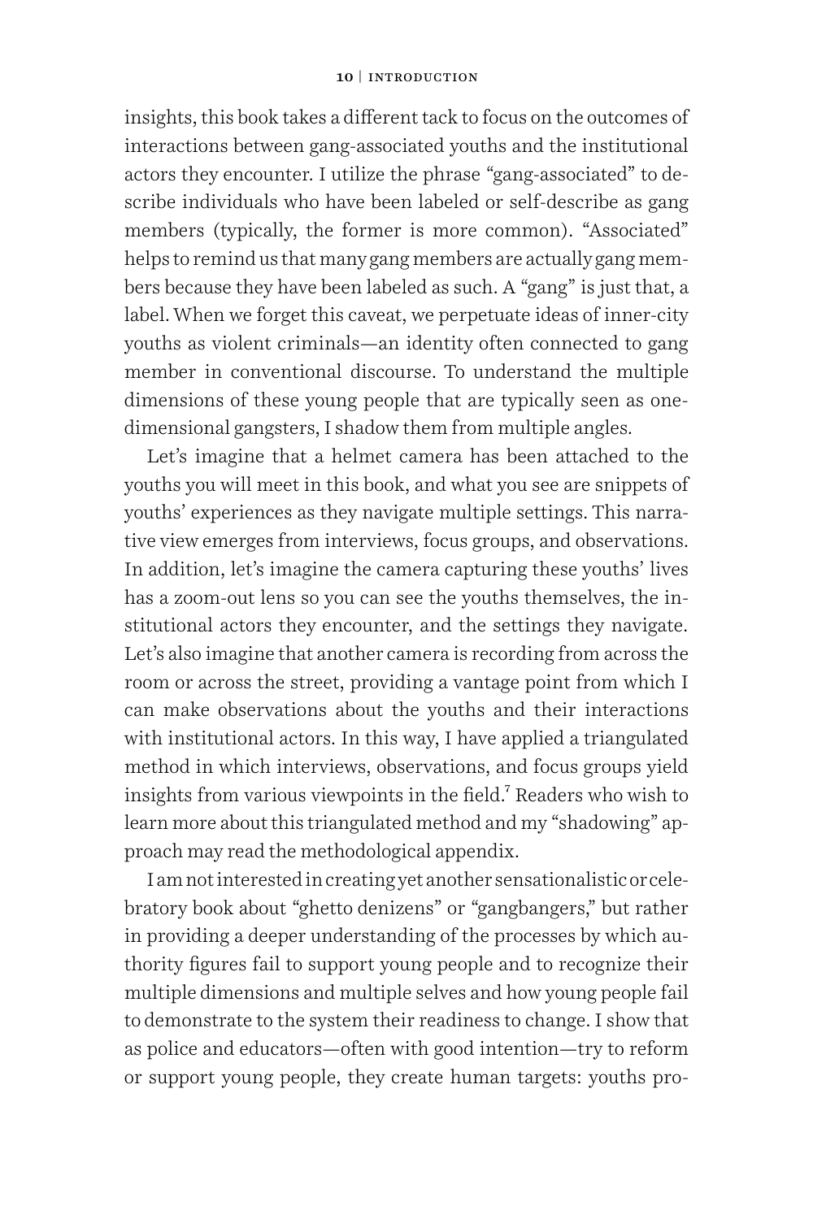insights, this book takes a different tack to focus on the outcomes of interactions between gang-associated youths and the institutional actors they encounter. I utilize the phrase "gang-associated" to describe individuals who have been labeled or self-describe as gang members (typically, the former is more common). "Associated" helps to remind us that many gang members are actually gang members because they have been labeled as such. A "gang" is just that, a label. When we forget this caveat, we perpetuate ideas of inner-city youths as violent criminals—an identity often connected to gang member in conventional discourse. To understand the multiple dimensions of these young people that are typically seen as one-dimensional gangsters, I shadow them from multiple angles.

Let's imagine that a helmet camera has been attached to the youths you will meet in this book, and what you see are snippets of youths' experiences as they navigate multiple settings. This narrative view emerges from interviews, focus groups, and observations. In addition, let's imagine the camera capturing these youths' lives has a zoom-out lens so you can see the youths themselves, the institutional actors they encounter, and the settings they navigate. Let's also imagine that another camera is recording from across the room or across the street, providing a vantage point from which I can make observations about the youths and their interactions with institutional actors. In this way, I have applied a triangulated method in which interviews, observations, and focus groups yield insights from various viewpoints in the field.[7] Readers who wish to learn more about this triangulated method and my "shadowing" approach may read the methodological appendix.

I am not interested in creating yet another sensationalistic or celebratory book about "ghetto denizens" or "gangbangers," but rather in providing a deeper understanding of the processes by which authority figures fail to support young people and to recognize their multiple dimensions and multiple selves and how young people fail to demonstrate to the system their readiness to change. I show that as police and educators—often with good intention—try to reform or support young people, they create human targets: youths pro-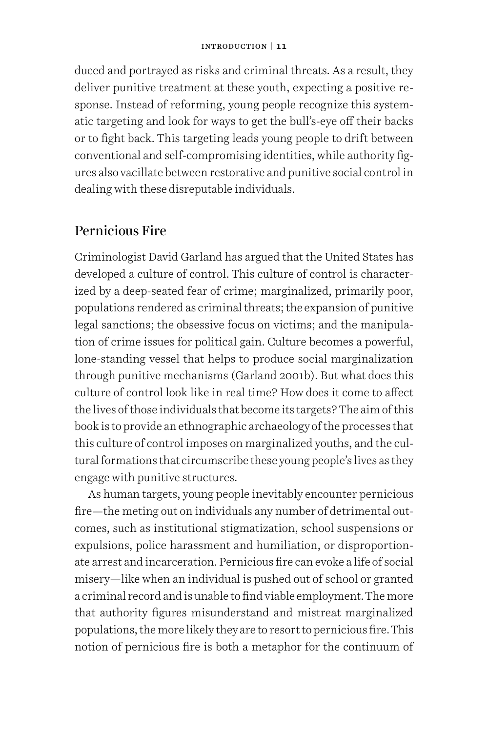duced and portrayed as risks and criminal threats. As a result, they deliver punitive treatment at these youth, expecting a positive response. Instead of reforming, young people recognize this systematic targeting and look for ways to get the bull's-eye off their backs or to fight back. This targeting leads young people to drift between conventional and self-compromising identities, while authority figures also vacillate between restorative and punitive social control in dealing with these disreputable individuals.

## Pernicious Fire

Criminologist David Garland has argued that the United States has developed a culture of control. This culture of control is characterized by a deep-seated fear of crime; marginalized, primarily poor, populations rendered as criminal threats; the expansion of punitive legal sanctions; the obsessive focus on victims; and the manipulation of crime issues for political gain. Culture becomes a powerful, lone-standing vessel that helps to produce social marginalization through punitive mechanisms (Garland 2001b). But what does this culture of control look like in real time? How does it come to affect the lives of those individuals that become its targets? The aim of this book is to provide an ethnographic archaeology of the processes that this culture of control imposes on marginalized youths, and the cultural formations that circumscribe these young people's lives as they engage with punitive structures.

As human targets, young people inevitably encounter pernicious fire—the meting out on individuals any number of detrimental outcomes, such as institutional stigmatization, school suspensions or expulsions, police harassment and humiliation, or disproportionate arrest and incarceration. Pernicious fire can evoke a life of social misery—like when an individual is pushed out of school or granted a criminal record and is unable to find viable employment. The more that authority figures misunderstand and mistreat marginalized populations, the more likely they are to resort to pernicious fire. This notion of pernicious fire is both a metaphor for the continuum of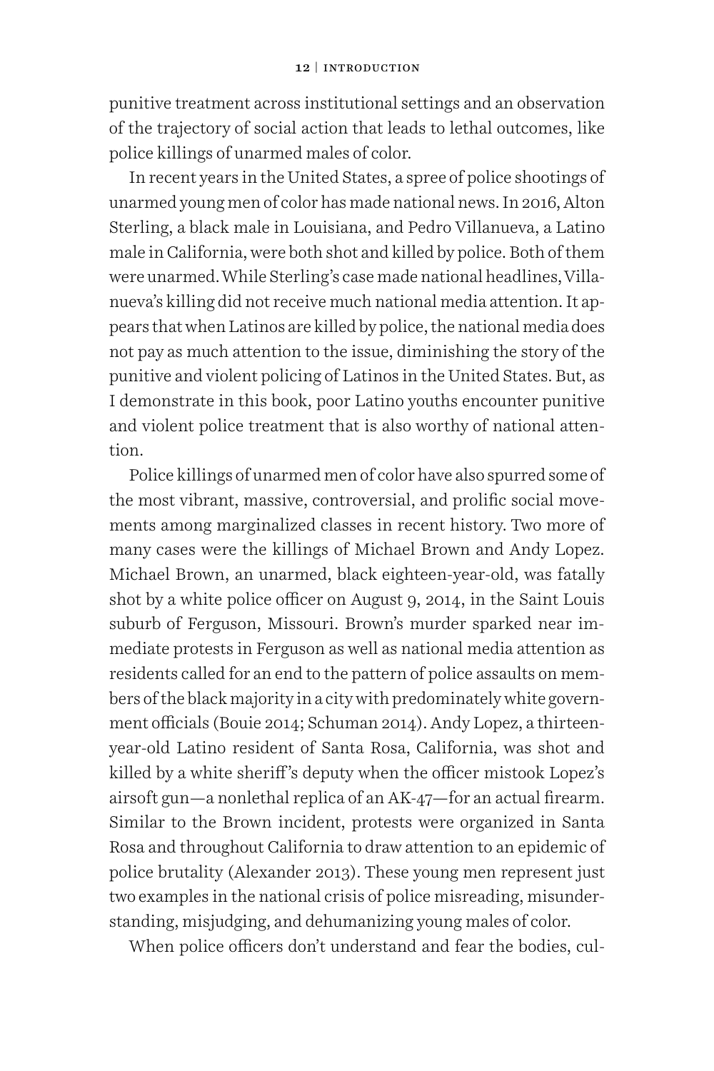punitive treatment across institutional settings and an observation of the trajectory of social action that leads to lethal outcomes, like police killings of unarmed males of color.

In recent years in the United States, a spree of police shootings of unarmed young men of color has made national news. In 2016, Alton Sterling, a black male in Louisiana, and Pedro Villanueva, a Latino male in California, were both shot and killed by police. Both of them were unarmed. While Sterling's case made national headlines, Villanueva's killing did not receive much national media attention. It appears that when Latinos are killed by police, the national media does not pay as much attention to the issue, diminishing the story of the punitive and violent policing of Latinos in the United States. But, as I demonstrate in this book, poor Latino youths encounter punitive and violent police treatment that is also worthy of national attention.

Police killings of unarmed men of color have also spurred some of the most vibrant, massive, controversial, and prolific social movements among marginalized classes in recent history. Two more of many cases were the killings of Michael Brown and Andy Lopez. Michael Brown, an unarmed, black eighteen-year-old, was fatally shot by a white police officer on August 9, 2014, in the Saint Louis suburb of Ferguson, Missouri. Brown's murder sparked near immediate protests in Ferguson as well as national media attention as residents called for an end to the pattern of police assaults on members of the black majority in a city with predominately white government officials (Bouie 2014; Schuman 2014). Andy Lopez, a thirteen-year-old Latino resident of Santa Rosa, California, was shot and killed by a white sheriff's deputy when the officer mistook Lopez's airsoft gun—a nonlethal replica of an AK-47—for an actual firearm. Similar to the Brown incident, protests were organized in Santa Rosa and throughout California to draw attention to an epidemic of police brutality (Alexander 2013). These young men represent just two examples in the national crisis of police misreading, misunderstanding, misjudging, and dehumanizing young males of color.

When police officers don't understand and fear the bodies, cul-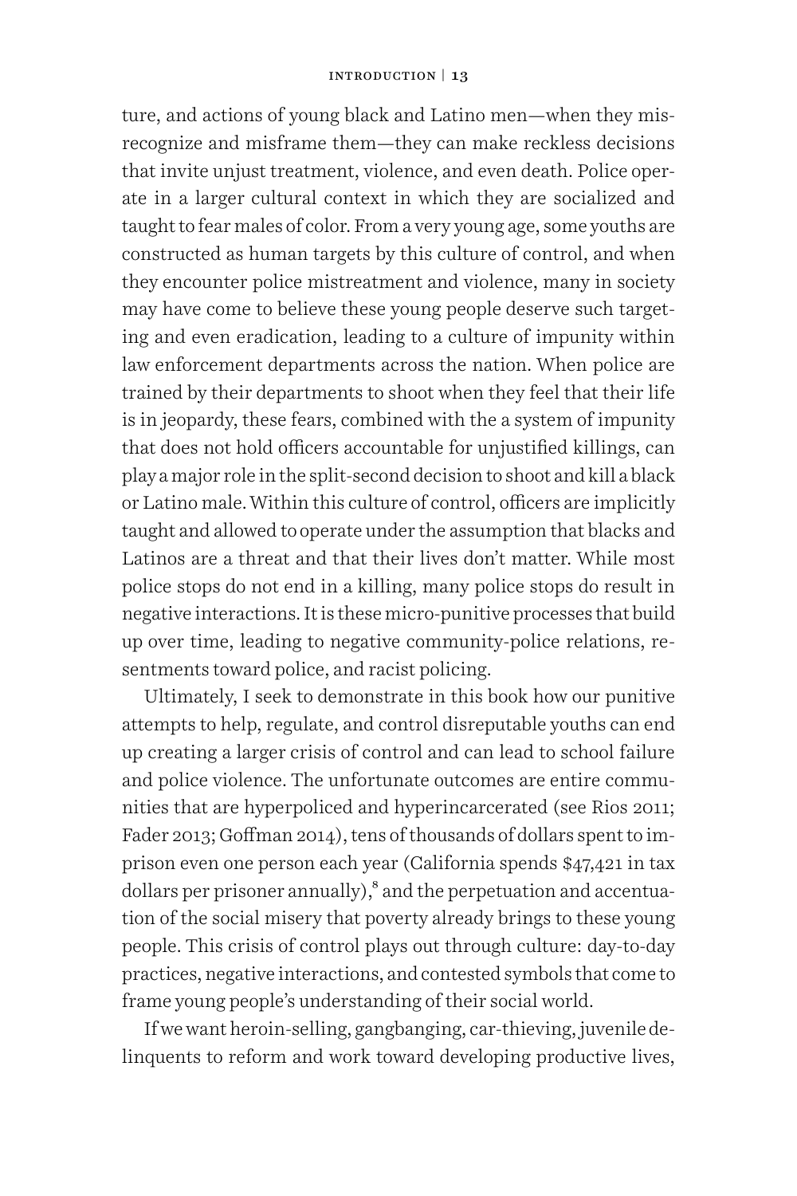ture, and actions of young black and Latino men—when they misrecognize and misframe them—they can make reckless decisions that invite unjust treatment, violence, and even death. Police operate in a larger cultural context in which they are socialized and taught to fear males of color. From a very young age, some youths are constructed as human targets by this culture of control, and when they encounter police mistreatment and violence, many in society may have come to believe these young people deserve such targeting and even eradication, leading to a culture of impunity within law enforcement departments across the nation. When police are trained by their departments to shoot when they feel that their life is in jeopardy, these fears, combined with the a system of impunity that does not hold officers accountable for unjustified killings, can play a major role in the split-second decision to shoot and kill a black or Latino male. Within this culture of control, officers are implicitly taught and allowed to operate under the assumption that blacks and Latinos are a threat and that their lives don't matter. While most police stops do not end in a killing, many police stops do result in negative interactions. It is these micro-punitive processes that build up over time, leading to negative community-police relations, resentments toward police, and racist policing.

Ultimately, I seek to demonstrate in this book how our punitive attempts to help, regulate, and control disreputable youths can end up creating a larger crisis of control and can lead to school failure and police violence. The unfortunate outcomes are entire communities that are hyperpoliced and hyperincarcerated (see Rios 2011; Fader 2013; Goffman 2014), tens of thousands of dollars spent to imprison even one person each year (California spends $47,421 in tax dollars per prisoner annually),[8] and the perpetuation and accentuation of the social misery that poverty already brings to these young people. This crisis of control plays out through culture: day-to-day practices, negative interactions, and contested symbols that come to frame young people's understanding of their social world.

If we want heroin-selling, gangbanging, car-thieving, juvenile delinquents to reform and work toward developing productive lives,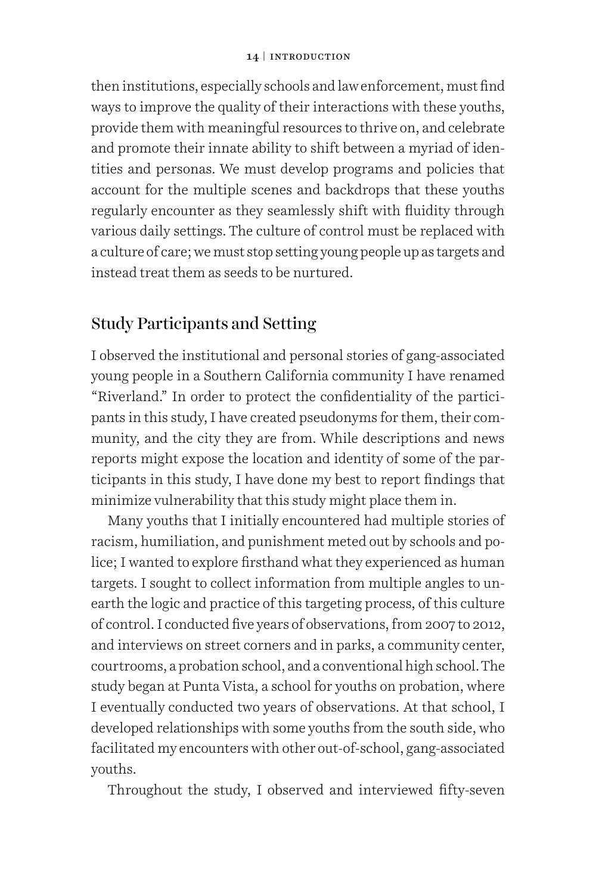then institutions, especially schools and law enforcement, must find ways to improve the quality of their interactions with these youths, provide them with meaningful resources to thrive on, and celebrate and promote their innate ability to shift between a myriad of identities and personas. We must develop programs and policies that account for the multiple scenes and backdrops that these youths regularly encounter as they seamlessly shift with fluidity through various daily settings. The culture of control must be replaced with a culture of care; we must stop setting young people up as targets and instead treat them as seeds to be nurtured.

## Study Participants and Setting

I observed the institutional and personal stories of gang-associated young people in a Southern California community I have renamed "Riverland." In order to protect the confidentiality of the participants in this study, I have created pseudonyms for them, their community, and the city they are from. While descriptions and news reports might expose the location and identity of some of the participants in this study, I have done my best to report findings that minimize vulnerability that this study might place them in.

Many youths that I initially encountered had multiple stories of racism, humiliation, and punishment meted out by schools and police; I wanted to explore firsthand what they experienced as human targets. I sought to collect information from multiple angles to unearth the logic and practice of this targeting process, of this culture of control. I conducted five years of observations, from 2007 to 2012, and interviews on street corners and in parks, a community center, courtrooms, a probation school, and a conventional high school. The study began at Punta Vista, a school for youths on probation, where I eventually conducted two years of observations. At that school, I developed relationships with some youths from the south side, who facilitated my encounters with other out-of-school, gang-associated youths.

Throughout the study, I observed and interviewed fifty-seven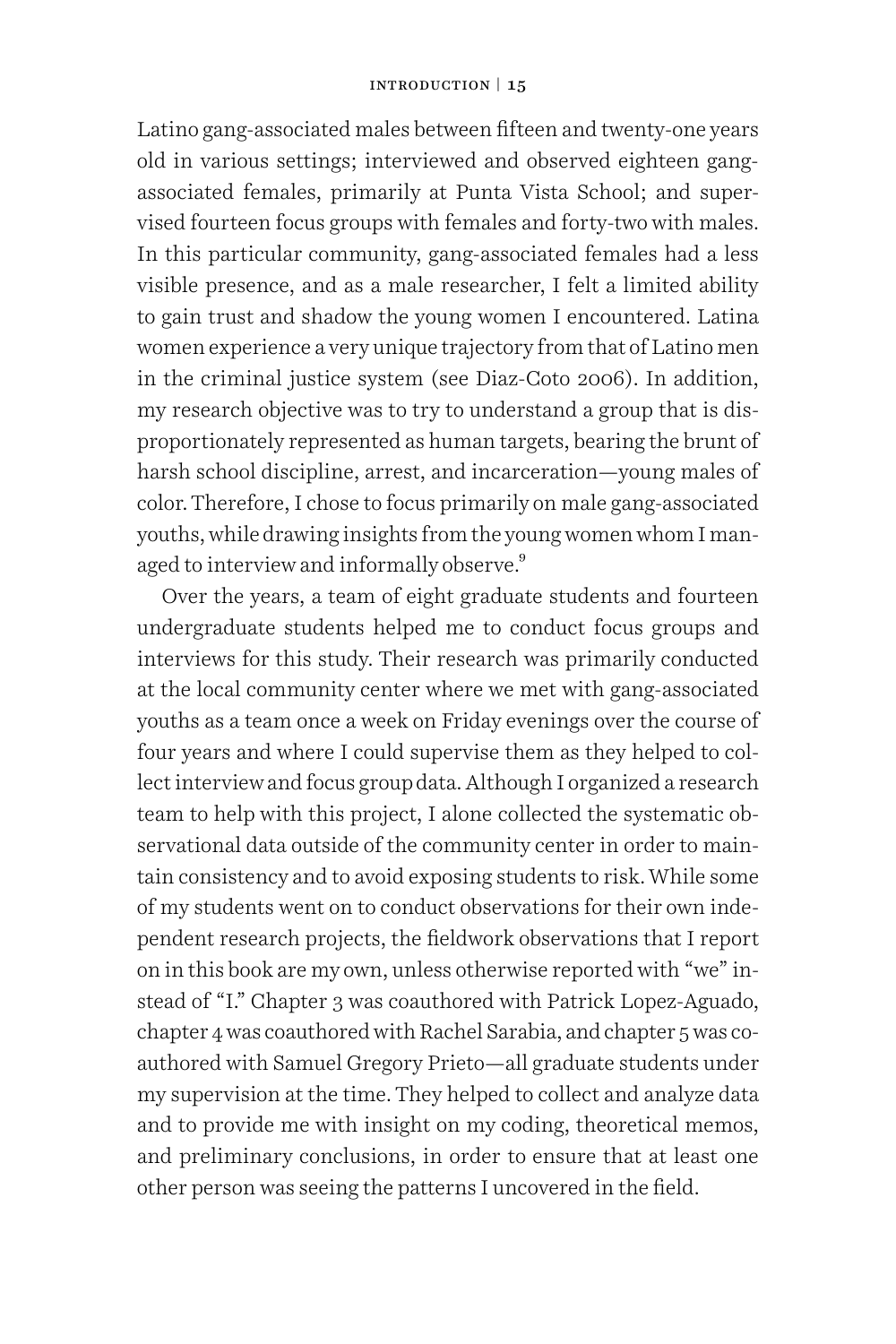Latino gang-associated males between fifteen and twenty-one years old in various settings; interviewed and observed eighteen gang-associated females, primarily at Punta Vista School; and supervised fourteen focus groups with females and forty-two with males. In this particular community, gang-associated females had a less visible presence, and as a male researcher, I felt a limited ability to gain trust and shadow the young women I encountered. Latina women experience a very unique trajectory from that of Latino men in the criminal justice system (see Diaz-Coto 2006). In addition, my research objective was to try to understand a group that is disproportionately represented as human targets, bearing the brunt of harsh school discipline, arrest, and incarceration—young males of color. Therefore, I chose to focus primarily on male gang-associated youths, while drawing insights from the young women whom I managed to interview and informally observe.[9]

Over the years, a team of eight graduate students and fourteen undergraduate students helped me to conduct focus groups and interviews for this study. Their research was primarily conducted at the local community center where we met with gang-associated youths as a team once a week on Friday evenings over the course of four years and where I could supervise them as they helped to collect interview and focus group data. Although I organized a research team to help with this project, I alone collected the systematic observational data outside of the community center in order to maintain consistency and to avoid exposing students to risk. While some of my students went on to conduct observations for their own independent research projects, the fieldwork observations that I report on in this book are my own, unless otherwise reported with "we" instead of "I." Chapter 3 was coauthored with Patrick Lopez-Aguado, chapter 4 was coauthored with Rachel Sarabia, and chapter 5 was coauthored with Samuel Gregory Prieto—all graduate students under my supervision at the time. They helped to collect and analyze data and to provide me with insight on my coding, theoretical memos, and preliminary conclusions, in order to ensure that at least one other person was seeing the patterns I uncovered in the field.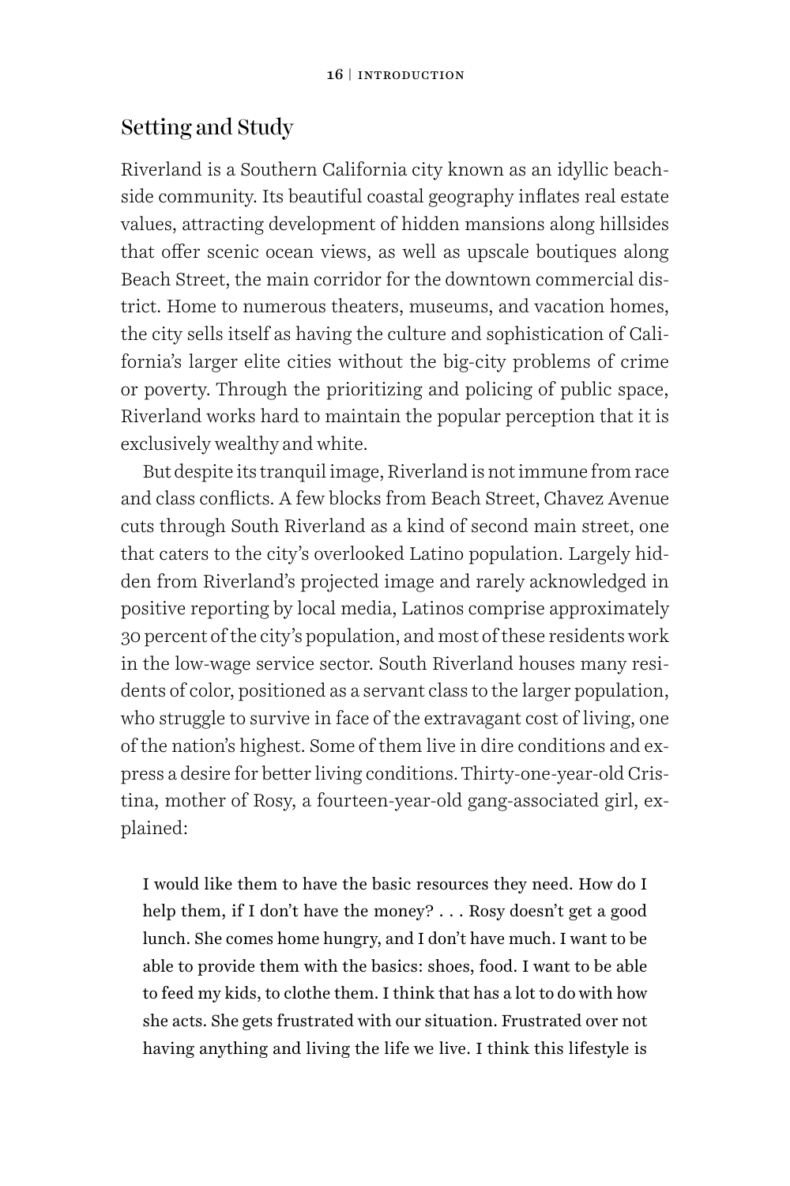## Setting and Study

Riverland is a Southern California city known as an idyllic beachside community. Its beautiful coastal geography inflates real estate values, attracting development of hidden mansions along hillsides that offer scenic ocean views, as well as upscale boutiques along Beach Street, the main corridor for the downtown commercial district. Home to numerous theaters, museums, and vacation homes, the city sells itself as having the culture and sophistication of California's larger elite cities without the big-city problems of crime or poverty. Through the prioritizing and policing of public space, Riverland works hard to maintain the popular perception that it is exclusively wealthy and white.

But despite its tranquil image, Riverland is not immune from race and class conflicts. A few blocks from Beach Street, Chavez Avenue cuts through South Riverland as a kind of second main street, one that caters to the city's overlooked Latino population. Largely hidden from Riverland's projected image and rarely acknowledged in positive reporting by local media, Latinos comprise approximately 30 percent of the city's population, and most of these residents work in the low-wage service sector. South Riverland houses many residents of color, positioned as a servant class to the larger population, who struggle to survive in face of the extravagant cost of living, one of the nation's highest. Some of them live in dire conditions and express a desire for better living conditions. Thirty-one-year-old Cristina, mother of Rosy, a fourteen-year-old gang-associated girl, explained:

> I would like them to have the basic resources they need. How do I help them, if I don't have the money? . . . Rosy doesn't get a good lunch. She comes home hungry, and I don't have much. I want to be able to provide them with the basics: shoes, food. I want to be able to feed my kids, to clothe them. I think that has a lot to do with how she acts. She gets frustrated with our situation. Frustrated over not having anything and living the life we live. I think this lifestyle is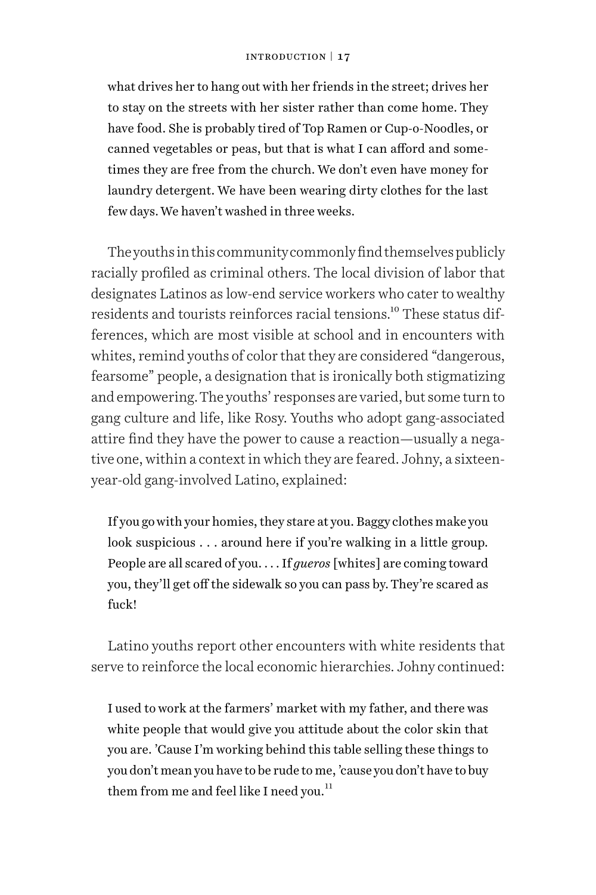> what drives her to hang out with her friends in the street; drives her to stay on the streets with her sister rather than come home. They have food. She is probably tired of Top Ramen or Cup-o-Noodles, or canned vegetables or peas, but that is what I can afford and sometimes they are free from the church. We don't even have money for laundry detergent. We have been wearing dirty clothes for the last few days. We haven't washed in three weeks.

The youths in this community commonly find themselves publicly racially profiled as criminal others. The local division of labor that designates Latinos as low-end service workers who cater to wealthy residents and tourists reinforces racial tensions.[10] These status differences, which are most visible at school and in encounters with whites, remind youths of color that they are considered "dangerous, fearsome" people, a designation that is ironically both stigmatizing and empowering. The youths' responses are varied, but some turn to gang culture and life, like Rosy. Youths who adopt gang-associated attire find they have the power to cause a reaction—usually a negative one, within a context in which they are feared. Johny, a sixteen-year-old gang-involved Latino, explained:

> If you go with your homies, they stare at you. Baggy clothes make you look suspicious . . . around here if you're walking in a little group. People are all scared of you. . . . If *gueros* [whites] are coming toward you, they'll get off the sidewalk so you can pass by. They're scared as fuck!

Latino youths report other encounters with white residents that serve to reinforce the local economic hierarchies. Johny continued:

> I used to work at the farmers' market with my father, and there was white people that would give you attitude about the color skin that you are. 'Cause I'm working behind this table selling these things to you don't mean you have to be rude to me, 'cause you don't have to buy them from me and feel like I need you.[11]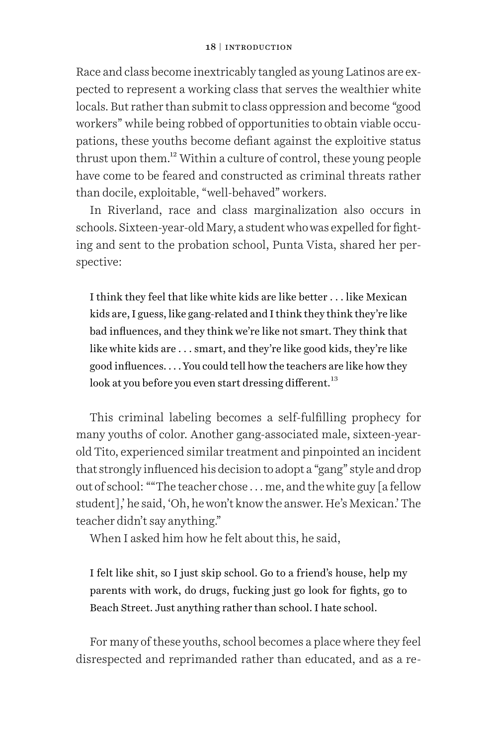Race and class become inextricably tangled as young Latinos are expected to represent a working class that serves the wealthier white locals. But rather than submit to class oppression and become "good workers" while being robbed of opportunities to obtain viable occupations, these youths become defiant against the exploitive status thrust upon them.[12] Within a culture of control, these young people have come to be feared and constructed as criminal threats rather than docile, exploitable, "well-behaved" workers.

In Riverland, race and class marginalization also occurs in schools. Sixteen-year-old Mary, a student who was expelled for fighting and sent to the probation school, Punta Vista, shared her perspective:

> I think they feel that like white kids are like better . . . like Mexican kids are, I guess, like gang-related and I think they think they're like bad influences, and they think we're like not smart. They think that like white kids are . . . smart, and they're like good kids, they're like good influences. . . . You could tell how the teachers are like how they look at you before you even start dressing different.[13]

This criminal labeling becomes a self-fulfilling prophecy for many youths of color. Another gang-associated male, sixteen-year-old Tito, experienced similar treatment and pinpointed an incident that strongly influenced his decision to adopt a "gang" style and drop out of school: ""The teacher chose . . . me, and the white guy [a fellow student],' he said, 'Oh, he won't know the answer. He's Mexican.' The teacher didn't say anything."

When I asked him how he felt about this, he said,

> I felt like shit, so I just skip school. Go to a friend's house, help my parents with work, do drugs, fucking just go look for fights, go to Beach Street. Just anything rather than school. I hate school.

For many of these youths, school becomes a place where they feel disrespected and reprimanded rather than educated, and as a re-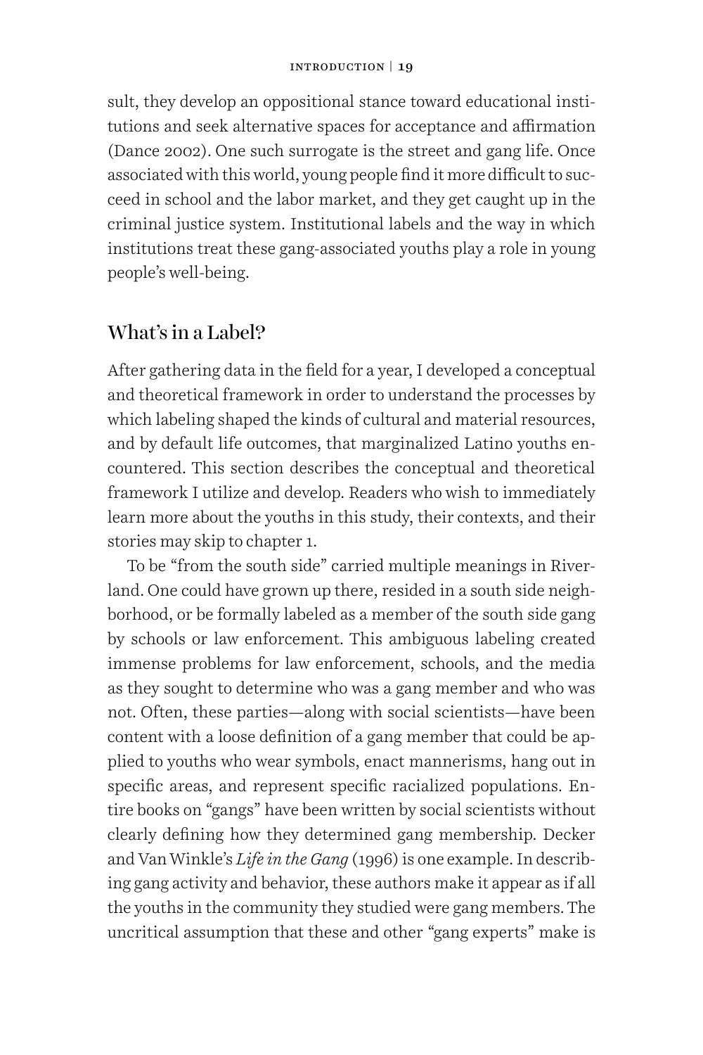sult, they develop an oppositional stance toward educational institutions and seek alternative spaces for acceptance and affirmation (Dance 2002). One such surrogate is the street and gang life. Once associated with this world, young people find it more difficult to succeed in school and the labor market, and they get caught up in the criminal justice system. Institutional labels and the way in which institutions treat these gang-associated youths play a role in young people's well-being.

## What's in a Label?

After gathering data in the field for a year, I developed a conceptual and theoretical framework in order to understand the processes by which labeling shaped the kinds of cultural and material resources, and by default life outcomes, that marginalized Latino youths encountered. This section describes the conceptual and theoretical framework I utilize and develop. Readers who wish to immediately learn more about the youths in this study, their contexts, and their stories may skip to chapter 1.

To be "from the south side" carried multiple meanings in Riverland. One could have grown up there, resided in a south side neighborhood, or be formally labeled as a member of the south side gang by schools or law enforcement. This ambiguous labeling created immense problems for law enforcement, schools, and the media as they sought to determine who was a gang member and who was not. Often, these parties—along with social scientists—have been content with a loose definition of a gang member that could be applied to youths who wear symbols, enact mannerisms, hang out in specific areas, and represent specific racialized populations. Entire books on "gangs" have been written by social scientists without clearly defining how they determined gang membership. Decker and Van Winkle's *Life in the Gang* (1996) is one example. In describing gang activity and behavior, these authors make it appear as if all the youths in the community they studied were gang members. The uncritical assumption that these and other "gang experts" make is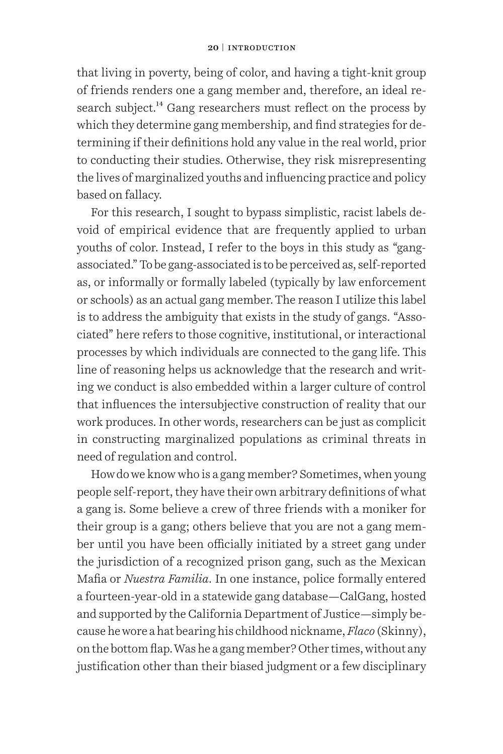that living in poverty, being of color, and having a tight-knit group of friends renders one a gang member and, therefore, an ideal research subject.[14] Gang researchers must reflect on the process by which they determine gang membership, and find strategies for determining if their definitions hold any value in the real world, prior to conducting their studies. Otherwise, they risk misrepresenting the lives of marginalized youths and influencing practice and policy based on fallacy.

For this research, I sought to bypass simplistic, racist labels devoid of empirical evidence that are frequently applied to urban youths of color. Instead, I refer to the boys in this study as "gang-associated." To be gang-associated is to be perceived as, self-reported as, or informally or formally labeled (typically by law enforcement or schools) as an actual gang member. The reason I utilize this label is to address the ambiguity that exists in the study of gangs. "Associated" here refers to those cognitive, institutional, or interactional processes by which individuals are connected to the gang life. This line of reasoning helps us acknowledge that the research and writing we conduct is also embedded within a larger culture of control that influences the intersubjective construction of reality that our work produces. In other words, researchers can be just as complicit in constructing marginalized populations as criminal threats in need of regulation and control.

How do we know who is a gang member? Sometimes, when young people self-report, they have their own arbitrary definitions of what a gang is. Some believe a crew of three friends with a moniker for their group is a gang; others believe that you are not a gang member until you have been officially initiated by a street gang under the jurisdiction of a recognized prison gang, such as the Mexican Mafia or *Nuestra Familia*. In one instance, police formally entered a fourteen-year-old in a statewide gang database—CalGang, hosted and supported by the California Department of Justice—simply because he wore a hat bearing his childhood nickname, *Flaco* (Skinny), on the bottom flap. Was he a gang member? Other times, without any justification other than their biased judgment or a few disciplinary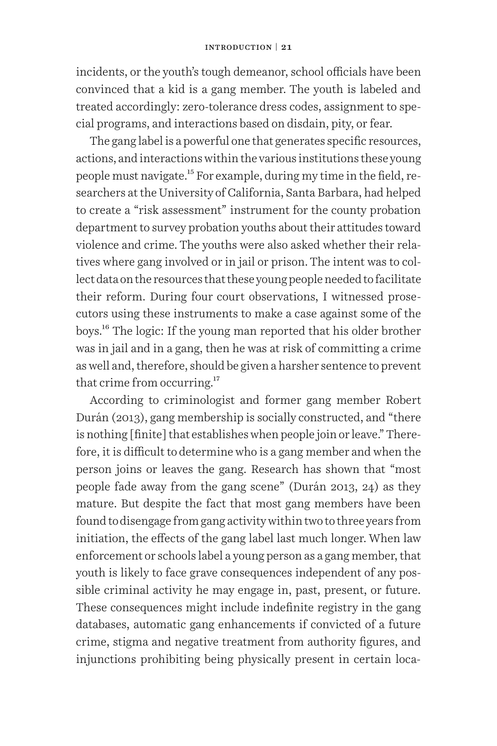incidents, or the youth's tough demeanor, school officials have been convinced that a kid is a gang member. The youth is labeled and treated accordingly: zero-tolerance dress codes, assignment to special programs, and interactions based on disdain, pity, or fear.

The gang label is a powerful one that generates specific resources, actions, and interactions within the various institutions these young people must navigate.[15] For example, during my time in the field, researchers at the University of California, Santa Barbara, had helped to create a "risk assessment" instrument for the county probation department to survey probation youths about their attitudes toward violence and crime. The youths were also asked whether their relatives where gang involved or in jail or prison. The intent was to collect data on the resources that these young people needed to facilitate their reform. During four court observations, I witnessed prosecutors using these instruments to make a case against some of the boys.[16] The logic: If the young man reported that his older brother was in jail and in a gang, then he was at risk of committing a crime as well and, therefore, should be given a harsher sentence to prevent that crime from occurring.[17]

According to criminologist and former gang member Robert Durán (2013), gang membership is socially constructed, and "there is nothing [finite] that establishes when people join or leave." Therefore, it is difficult to determine who is a gang member and when the person joins or leaves the gang. Research has shown that "most people fade away from the gang scene" (Durán 2013, 24) as they mature. But despite the fact that most gang members have been found to disengage from gang activity within two to three years from initiation, the effects of the gang label last much longer. When law enforcement or schools label a young person as a gang member, that youth is likely to face grave consequences independent of any possible criminal activity he may engage in, past, present, or future. These consequences might include indefinite registry in the gang databases, automatic gang enhancements if convicted of a future crime, stigma and negative treatment from authority figures, and injunctions prohibiting being physically present in certain loca-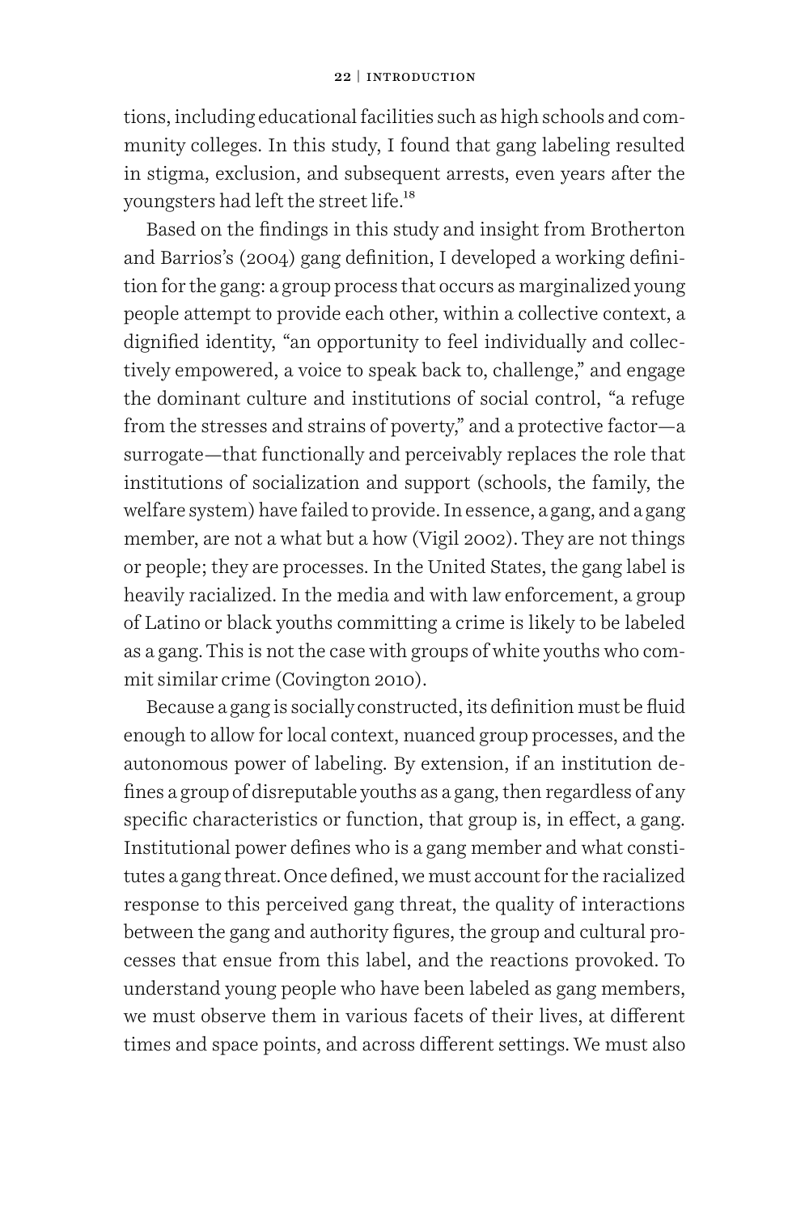tions, including educational facilities such as high schools and community colleges. In this study, I found that gang labeling resulted in stigma, exclusion, and subsequent arrests, even years after the youngsters had left the street life.[18]

Based on the findings in this study and insight from Brotherton and Barrios's (2004) gang definition, I developed a working definition for the gang: a group process that occurs as marginalized young people attempt to provide each other, within a collective context, a dignified identity, "an opportunity to feel individually and collectively empowered, a voice to speak back to, challenge," and engage the dominant culture and institutions of social control, "a refuge from the stresses and strains of poverty," and a protective factor—a surrogate—that functionally and perceivably replaces the role that institutions of socialization and support (schools, the family, the welfare system) have failed to provide. In essence, a gang, and a gang member, are not a what but a how (Vigil 2002). They are not things or people; they are processes. In the United States, the gang label is heavily racialized. In the media and with law enforcement, a group of Latino or black youths committing a crime is likely to be labeled as a gang. This is not the case with groups of white youths who commit similar crime (Covington 2010).

Because a gang is socially constructed, its definition must be fluid enough to allow for local context, nuanced group processes, and the autonomous power of labeling. By extension, if an institution defines a group of disreputable youths as a gang, then regardless of any specific characteristics or function, that group is, in effect, a gang. Institutional power defines who is a gang member and what constitutes a gang threat. Once defined, we must account for the racialized response to this perceived gang threat, the quality of interactions between the gang and authority figures, the group and cultural processes that ensue from this label, and the reactions provoked. To understand young people who have been labeled as gang members, we must observe them in various facets of their lives, at different times and space points, and across different settings. We must also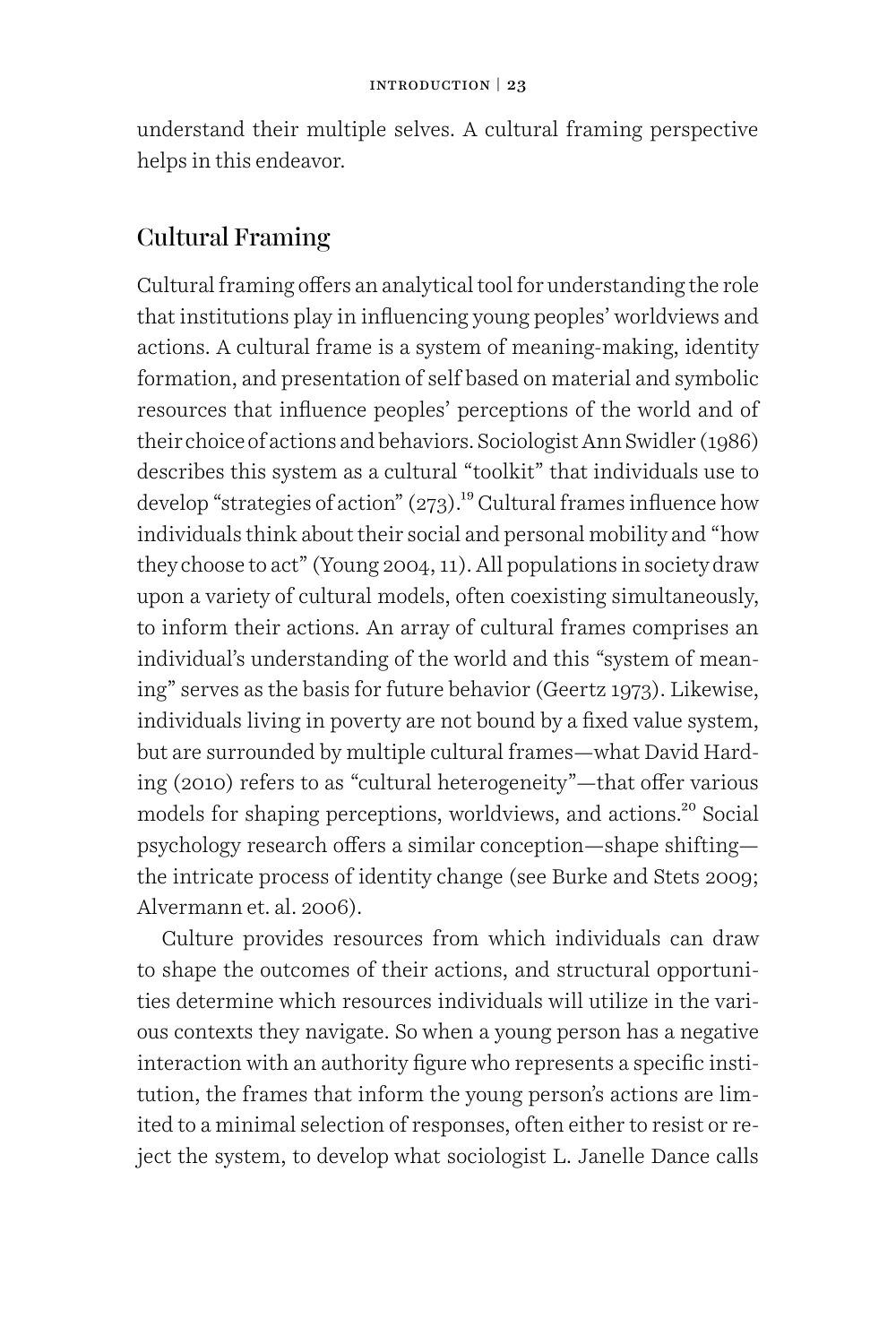understand their multiple selves. A cultural framing perspective helps in this endeavor.

## Cultural Framing

Cultural framing offers an analytical tool for understanding the role that institutions play in influencing young peoples' worldviews and actions. A cultural frame is a system of meaning-making, identity formation, and presentation of self based on material and symbolic resources that influence peoples' perceptions of the world and of their choice of actions and behaviors. Sociologist Ann Swidler (1986) describes this system as a cultural "toolkit" that individuals use to develop "strategies of action" (273).[19] Cultural frames influence how individuals think about their social and personal mobility and "how they choose to act" (Young 2004, 11). All populations in society draw upon a variety of cultural models, often coexisting simultaneously, to inform their actions. An array of cultural frames comprises an individual's understanding of the world and this "system of meaning" serves as the basis for future behavior (Geertz 1973). Likewise, individuals living in poverty are not bound by a fixed value system, but are surrounded by multiple cultural frames—what David Harding (2010) refers to as "cultural heterogeneity"—that offer various models for shaping perceptions, worldviews, and actions.[20] Social psychology research offers a similar conception—shape shifting—the intricate process of identity change (see Burke and Stets 2009; Alvermann et. al. 2006).

Culture provides resources from which individuals can draw to shape the outcomes of their actions, and structural opportunities determine which resources individuals will utilize in the various contexts they navigate. So when a young person has a negative interaction with an authority figure who represents a specific institution, the frames that inform the young person's actions are limited to a minimal selection of responses, often either to resist or reject the system, to develop what sociologist L. Janelle Dance calls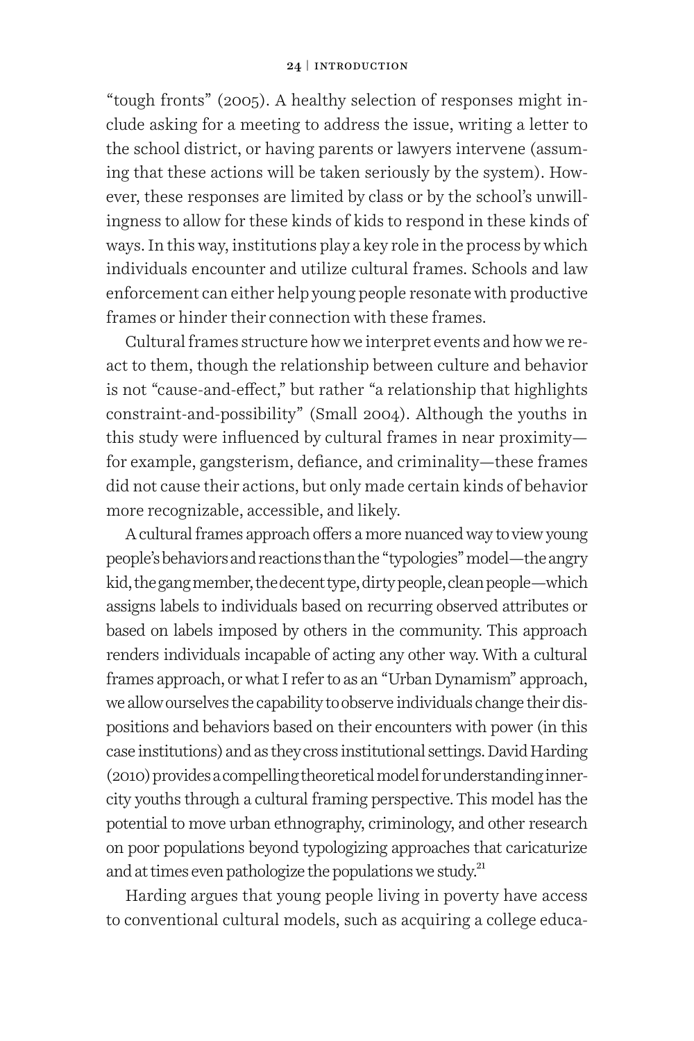"tough fronts" (2005). A healthy selection of responses might include asking for a meeting to address the issue, writing a letter to the school district, or having parents or lawyers intervene (assuming that these actions will be taken seriously by the system). However, these responses are limited by class or by the school's unwillingness to allow for these kinds of kids to respond in these kinds of ways. In this way, institutions play a key role in the process by which individuals encounter and utilize cultural frames. Schools and law enforcement can either help young people resonate with productive frames or hinder their connection with these frames.

Cultural frames structure how we interpret events and how we react to them, though the relationship between culture and behavior is not "cause-and-effect," but rather "a relationship that highlights constraint-and-possibility" (Small 2004). Although the youths in this study were influenced by cultural frames in near proximity—for example, gangsterism, defiance, and criminality—these frames did not cause their actions, but only made certain kinds of behavior more recognizable, accessible, and likely.

A cultural frames approach offers a more nuanced way to view young people's behaviors and reactions than the "typologies" model—the angry kid, the gang member, the decent type, dirty people, clean people—which assigns labels to individuals based on recurring observed attributes or based on labels imposed by others in the community. This approach renders individuals incapable of acting any other way. With a cultural frames approach, or what I refer to as an "Urban Dynamism" approach, we allow ourselves the capability to observe individuals change their dispositions and behaviors based on their encounters with power (in this case institutions) and as they cross institutional settings. David Harding (2010) provides a compelling theoretical model for understanding inner-city youths through a cultural framing perspective. This model has the potential to move urban ethnography, criminology, and other research on poor populations beyond typologizing approaches that caricaturize and at times even pathologize the populations we study.[21]

Harding argues that young people living in poverty have access to conventional cultural models, such as acquiring a college educa-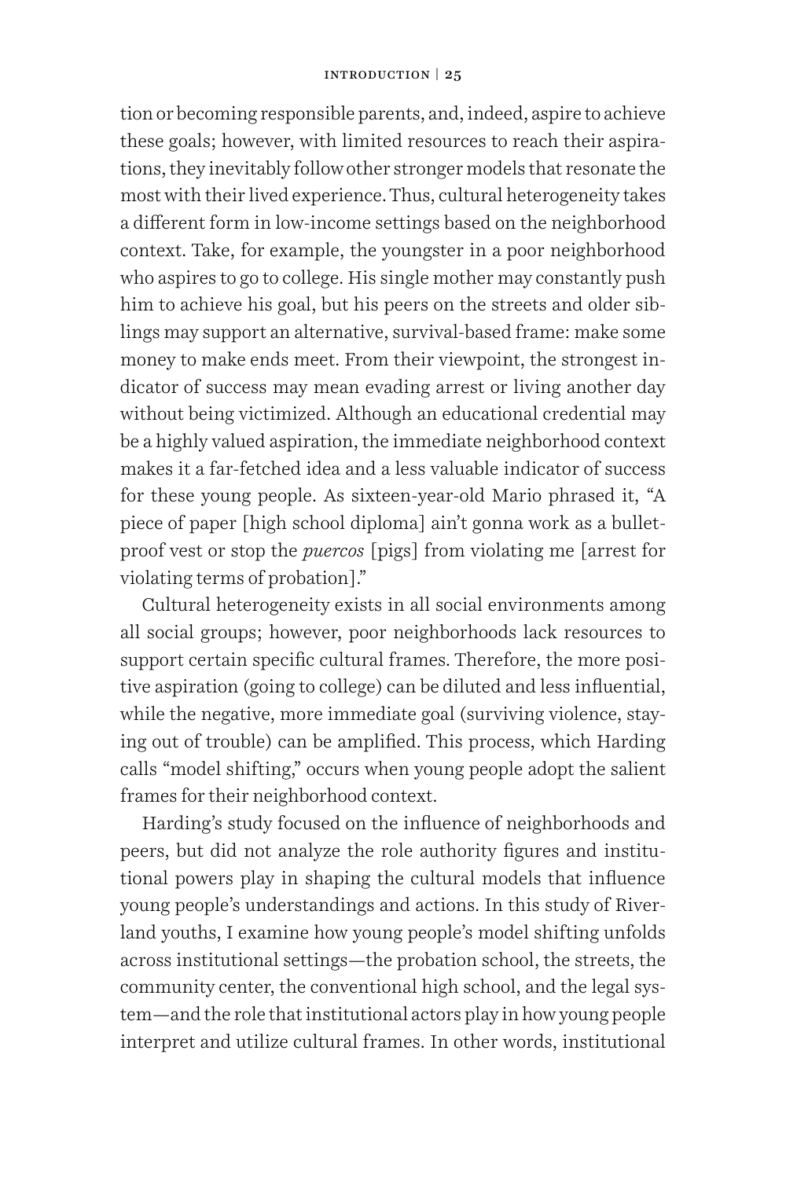tion or becoming responsible parents, and, indeed, aspire to achieve these goals; however, with limited resources to reach their aspirations, they inevitably follow other stronger models that resonate the most with their lived experience. Thus, cultural heterogeneity takes a different form in low-income settings based on the neighborhood context. Take, for example, the youngster in a poor neighborhood who aspires to go to college. His single mother may constantly push him to achieve his goal, but his peers on the streets and older siblings may support an alternative, survival-based frame: make some money to make ends meet. From their viewpoint, the strongest indicator of success may mean evading arrest or living another day without being victimized. Although an educational credential may be a highly valued aspiration, the immediate neighborhood context makes it a far-fetched idea and a less valuable indicator of success for these young people. As sixteen-year-old Mario phrased it, "A piece of paper [high school diploma] ain't gonna work as a bulletproof vest or stop the *puercos* [pigs] from violating me [arrest for violating terms of probation]."

Cultural heterogeneity exists in all social environments among all social groups; however, poor neighborhoods lack resources to support certain specific cultural frames. Therefore, the more positive aspiration (going to college) can be diluted and less influential, while the negative, more immediate goal (surviving violence, staying out of trouble) can be amplified. This process, which Harding calls "model shifting," occurs when young people adopt the salient frames for their neighborhood context.

Harding's study focused on the influence of neighborhoods and peers, but did not analyze the role authority figures and institutional powers play in shaping the cultural models that influence young people's understandings and actions. In this study of Riverland youths, I examine how young people's model shifting unfolds across institutional settings—the probation school, the streets, the community center, the conventional high school, and the legal system—and the role that institutional actors play in how young people interpret and utilize cultural frames. In other words, institutional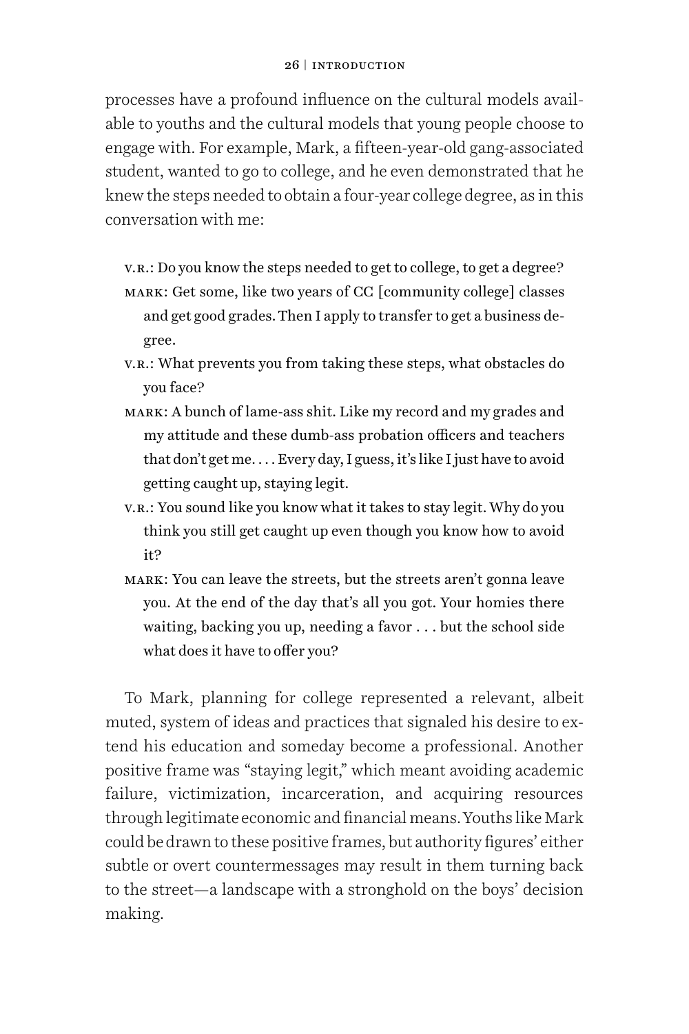processes have a profound influence on the cultural models available to youths and the cultural models that young people choose to engage with. For example, Mark, a fifteen-year-old gang-associated student, wanted to go to college, and he even demonstrated that he knew the steps needed to obtain a four-year college degree, as in this conversation with me:

> V.R.: Do you know the steps needed to get to college, to get a degree?
>
> MARK: Get some, like two years of CC [community college] classes and get good grades. Then I apply to transfer to get a business degree.
>
> V.R.: What prevents you from taking these steps, what obstacles do you face?
>
> MARK: A bunch of lame-ass shit. Like my record and my grades and my attitude and these dumb-ass probation officers and teachers that don't get me. . . . Every day, I guess, it's like I just have to avoid getting caught up, staying legit.
>
> V.R.: You sound like you know what it takes to stay legit. Why do you think you still get caught up even though you know how to avoid it?
>
> MARK: You can leave the streets, but the streets aren't gonna leave you. At the end of the day that's all you got. Your homies there waiting, backing you up, needing a favor . . . but the school side what does it have to offer you?

To Mark, planning for college represented a relevant, albeit muted, system of ideas and practices that signaled his desire to extend his education and someday become a professional. Another positive frame was "staying legit," which meant avoiding academic failure, victimization, incarceration, and acquiring resources through legitimate economic and financial means. Youths like Mark could be drawn to these positive frames, but authority figures' either subtle or overt countermessages may result in them turning back to the street—a landscape with a stronghold on the boys' decision making.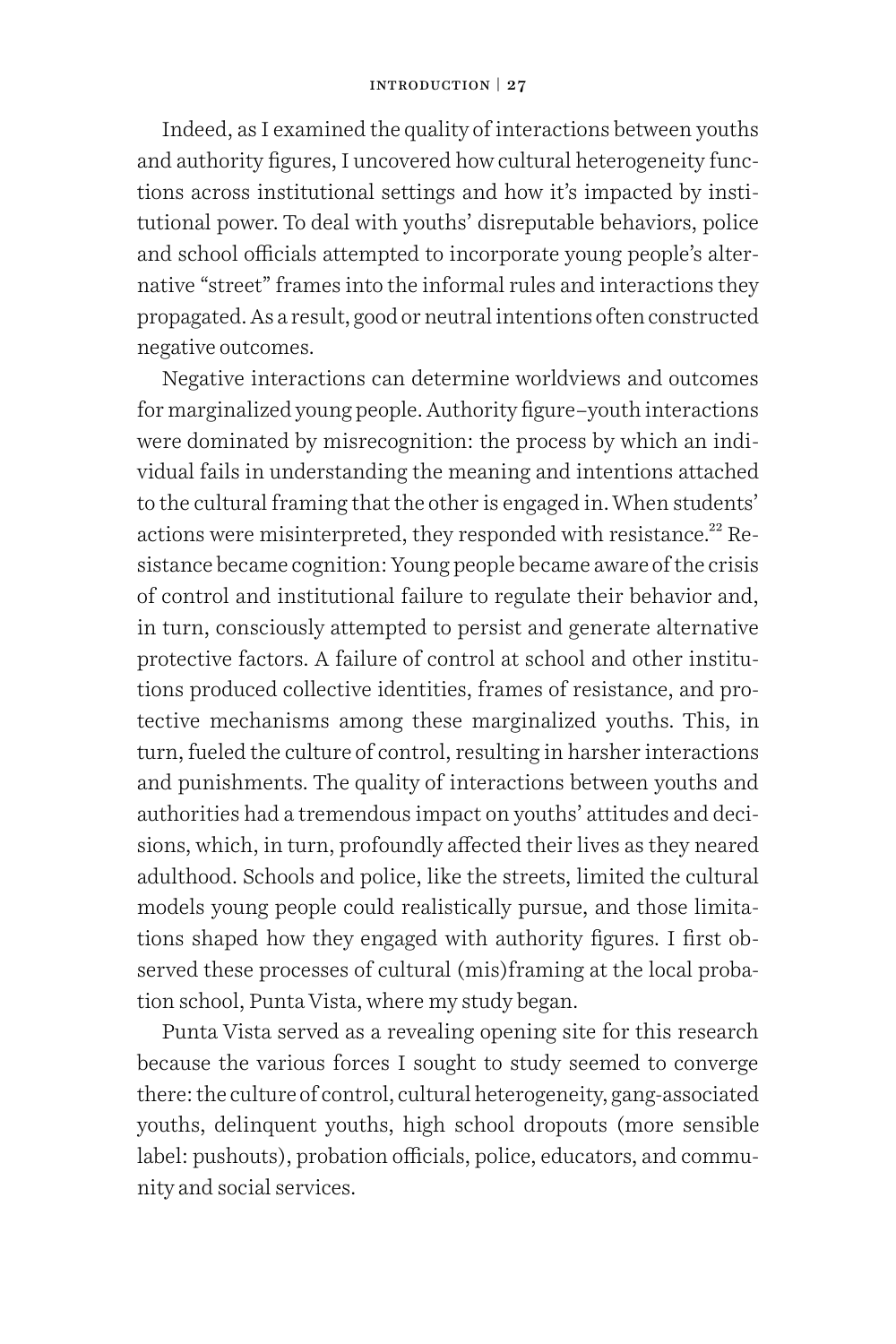Indeed, as I examined the quality of interactions between youths and authority figures, I uncovered how cultural heterogeneity functions across institutional settings and how it's impacted by institutional power. To deal with youths' disreputable behaviors, police and school officials attempted to incorporate young people's alternative "street" frames into the informal rules and interactions they propagated. As a result, good or neutral intentions often constructed negative outcomes.

Negative interactions can determine worldviews and outcomes for marginalized young people. Authority figure–youth interactions were dominated by misrecognition: the process by which an individual fails in understanding the meaning and intentions attached to the cultural framing that the other is engaged in. When students' actions were misinterpreted, they responded with resistance.[22] Resistance became cognition: Young people became aware of the crisis of control and institutional failure to regulate their behavior and, in turn, consciously attempted to persist and generate alternative protective factors. A failure of control at school and other institutions produced collective identities, frames of resistance, and protective mechanisms among these marginalized youths. This, in turn, fueled the culture of control, resulting in harsher interactions and punishments. The quality of interactions between youths and authorities had a tremendous impact on youths' attitudes and decisions, which, in turn, profoundly affected their lives as they neared adulthood. Schools and police, like the streets, limited the cultural models young people could realistically pursue, and those limitations shaped how they engaged with authority figures. I first observed these processes of cultural (mis)framing at the local probation school, Punta Vista, where my study began.

Punta Vista served as a revealing opening site for this research because the various forces I sought to study seemed to converge there: the culture of control, cultural heterogeneity, gang-associated youths, delinquent youths, high school dropouts (more sensible label: pushouts), probation officials, police, educators, and community and social services.